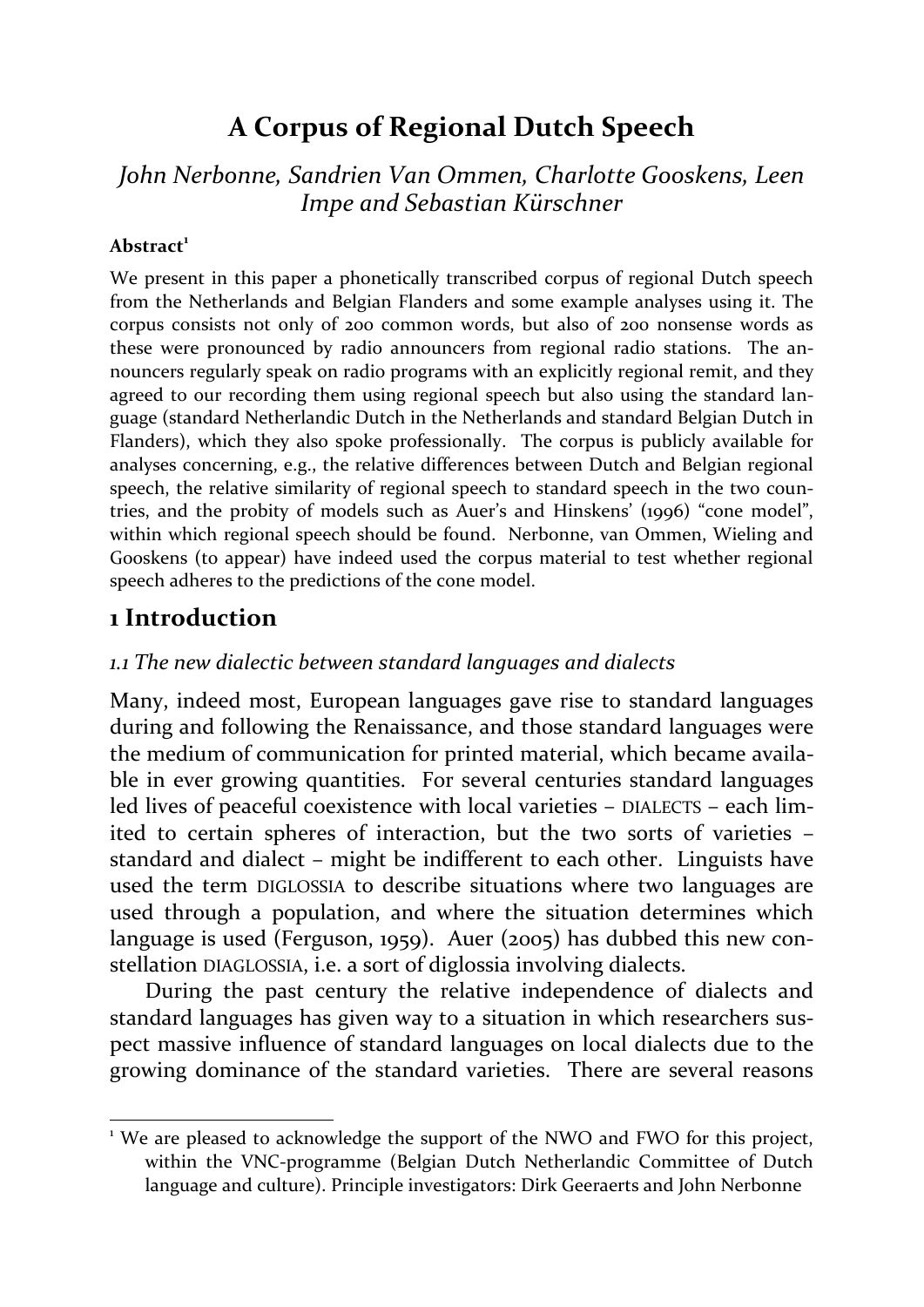# A Corpus of Regional Dutch Speech

*John Nerbonne, Sandrien Van Ommen, Charlotte Gooskens, Leen Impe and Sebastian Kürschner*

**Abstract**[1]

We present in this paper a phonetically transcribed corpus of regional Dutch speech from the Netherlands and Belgian Flanders and some example analyses using it. The corpus consists not only of 200 common words, but also of 200 nonsense words as these were pronounced by radio announcers from regional radio stations. The announcers regularly speak on radio programs with an explicitly regional remit, and they agreed to our recording them using regional speech but also using the standard language (standard Netherlandic Dutch in the Netherlands and standard Belgian Dutch in Flanders), which they also spoke professionally. The corpus is publicly available for analyses concerning, e.g., the relative differences between Dutch and Belgian regional speech, the relative similarity of regional speech to standard speech in the two countries, and the probity of models such as Auer's and Hinskens' (1996) "cone model", within which regional speech should be found. Nerbonne, van Ommen, Wieling and Gooskens (to appear) have indeed used the corpus material to test whether regional speech adheres to the predictions of the cone model.

## 1 Introduction

### *1.1 The new dialectic between standard languages and dialects*

Many, indeed most, European languages gave rise to standard languages during and following the Renaissance, and those standard languages were the medium of communication for printed material, which became available in ever growing quantities. For several centuries standard languages led lives of peaceful coexistence with local varieties – DIALECTS – each limited to certain spheres of interaction, but the two sorts of varieties – standard and dialect – might be indifferent to each other. Linguists have used the term DIGLOSSIA to describe situations where two languages are used through a population, and where the situation determines which language is used (Ferguson, 1959). Auer (2005) has dubbed this new constellation DIAGLOSSIA, i.e. a sort of diglossia involving dialects.

During the past century the relative independence of dialects and standard languages has given way to a situation in which researchers suspect massive influence of standard languages on local dialects due to the growing dominance of the standard varieties. There are several reasons

---

[1] We are pleased to acknowledge the support of the NWO and FWO for this project, within the VNC-programme (Belgian Dutch Netherlandic Committee of Dutch language and culture). Principle investigators: Dirk Geeraerts and John Nerbonne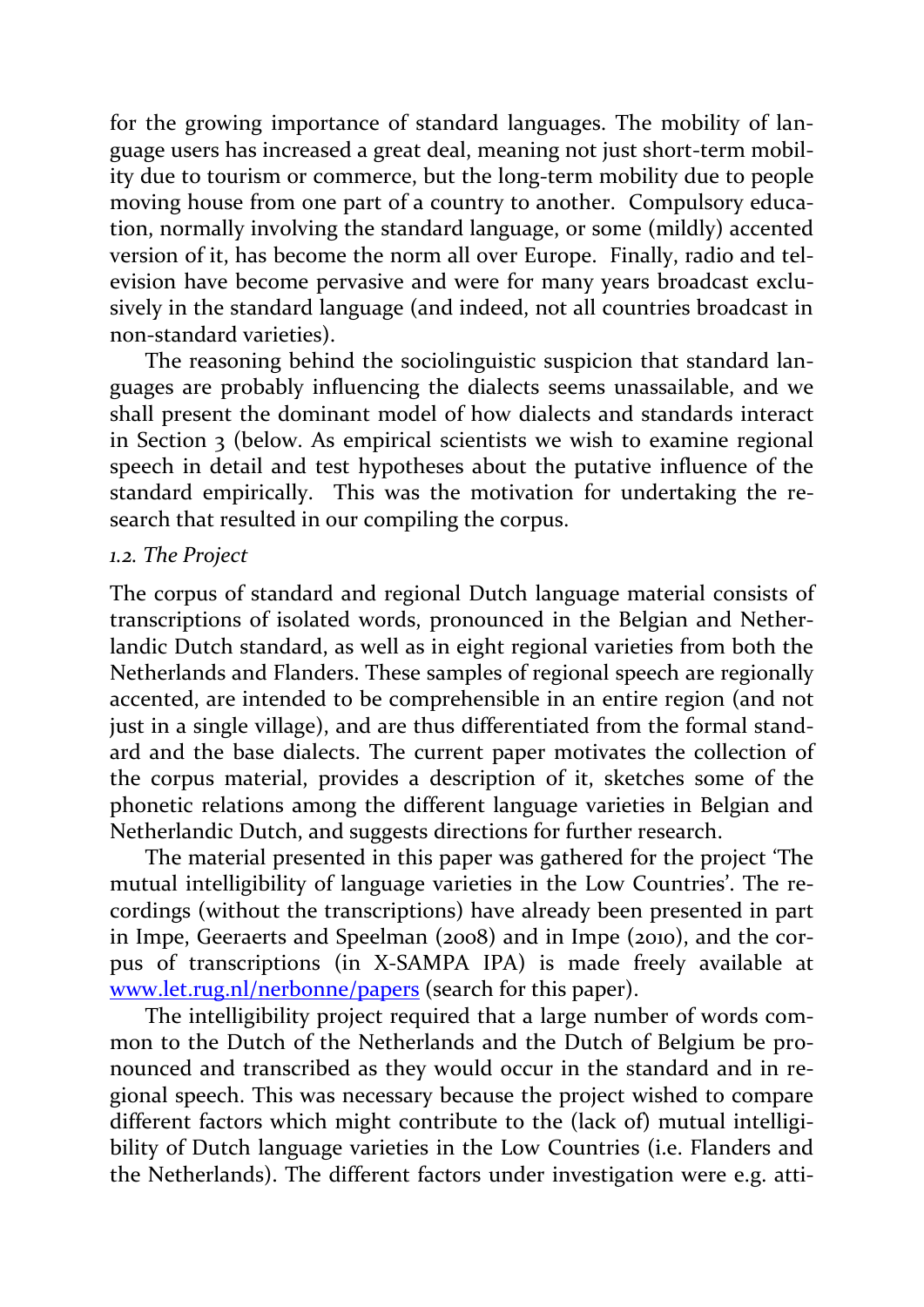for the growing importance of standard languages. The mobility of language users has increased a great deal, meaning not just short-term mobility due to tourism or commerce, but the long-term mobility due to people moving house from one part of a country to another. Compulsory education, normally involving the standard language, or some (mildly) accented version of it, has become the norm all over Europe. Finally, radio and television have become pervasive and were for many years broadcast exclusively in the standard language (and indeed, not all countries broadcast in non-standard varieties).

The reasoning behind the sociolinguistic suspicion that standard languages are probably influencing the dialects seems unassailable, and we shall present the dominant model of how dialects and standards interact in Section 3 (below. As empirical scientists we wish to examine regional speech in detail and test hypotheses about the putative influence of the standard empirically. This was the motivation for undertaking the research that resulted in our compiling the corpus.

### *1.2. The Project*

The corpus of standard and regional Dutch language material consists of transcriptions of isolated words, pronounced in the Belgian and Netherlandic Dutch standard, as well as in eight regional varieties from both the Netherlands and Flanders. These samples of regional speech are regionally accented, are intended to be comprehensible in an entire region (and not just in a single village), and are thus differentiated from the formal standard and the base dialects. The current paper motivates the collection of the corpus material, provides a description of it, sketches some of the phonetic relations among the different language varieties in Belgian and Netherlandic Dutch, and suggests directions for further research.

The material presented in this paper was gathered for the project 'The mutual intelligibility of language varieties in the Low Countries'. The recordings (without the transcriptions) have already been presented in part in Impe, Geeraerts and Speelman (2008) and in Impe (2010), and the corpus of transcriptions (in X-SAMPA IPA) is made freely available at [www.let.rug.nl/nerbonne/papers](www.let.rug.nl/nerbonne/papers) (search for this paper).

The intelligibility project required that a large number of words common to the Dutch of the Netherlands and the Dutch of Belgium be pronounced and transcribed as they would occur in the standard and in regional speech. This was necessary because the project wished to compare different factors which might contribute to the (lack of) mutual intelligibility of Dutch language varieties in the Low Countries (i.e. Flanders and the Netherlands). The different factors under investigation were e.g. atti-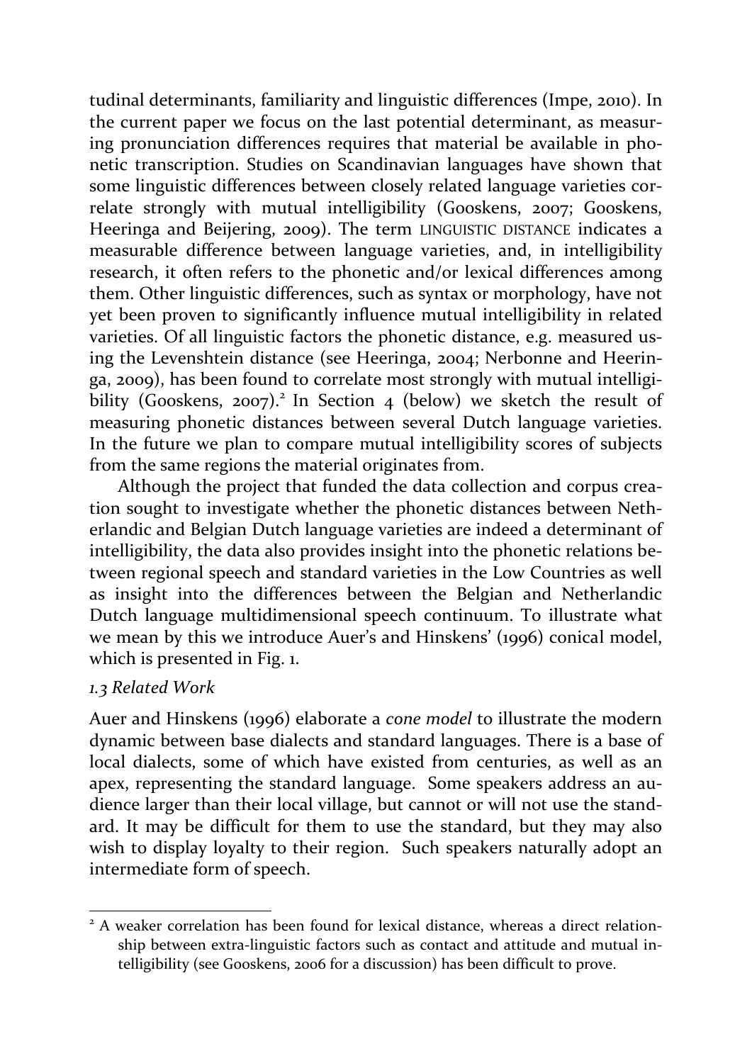tudinal determinants, familiarity and linguistic differences (Impe, 2010). In the current paper we focus on the last potential determinant, as measuring pronunciation differences requires that material be available in phonetic transcription. Studies on Scandinavian languages have shown that some linguistic differences between closely related language varieties correlate strongly with mutual intelligibility (Gooskens, 2007; Gooskens, Heeringa and Beijering, 2009). The term LINGUISTIC DISTANCE indicates a measurable difference between language varieties, and, in intelligibility research, it often refers to the phonetic and/or lexical differences among them. Other linguistic differences, such as syntax or morphology, have not yet been proven to significantly influence mutual intelligibility in related varieties. Of all linguistic factors the phonetic distance, e.g. measured using the Levenshtein distance (see Heeringa, 2004; Nerbonne and Heeringa, 2009), has been found to correlate most strongly with mutual intelligibility (Gooskens, 2007).[2] In Section 4 (below) we sketch the result of measuring phonetic distances between several Dutch language varieties. In the future we plan to compare mutual intelligibility scores of subjects from the same regions the material originates from.

Although the project that funded the data collection and corpus creation sought to investigate whether the phonetic distances between Netherlandic and Belgian Dutch language varieties are indeed a determinant of intelligibility, the data also provides insight into the phonetic relations between regional speech and standard varieties in the Low Countries as well as insight into the differences between the Belgian and Netherlandic Dutch language multidimensional speech continuum. To illustrate what we mean by this we introduce Auer's and Hinskens' (1996) conical model, which is presented in Fig. 1.

### *1.3 Related Work*

Auer and Hinskens (1996) elaborate a *cone model* to illustrate the modern dynamic between base dialects and standard languages. There is a base of local dialects, some of which have existed from centuries, as well as an apex, representing the standard language. Some speakers address an audience larger than their local village, but cannot or will not use the standard. It may be difficult for them to use the standard, but they may also wish to display loyalty to their region. Such speakers naturally adopt an intermediate form of speech.

[2] A weaker correlation has been found for lexical distance, whereas a direct relationship between extra-linguistic factors such as contact and attitude and mutual intelligibility (see Gooskens, 2006 for a discussion) has been difficult to prove.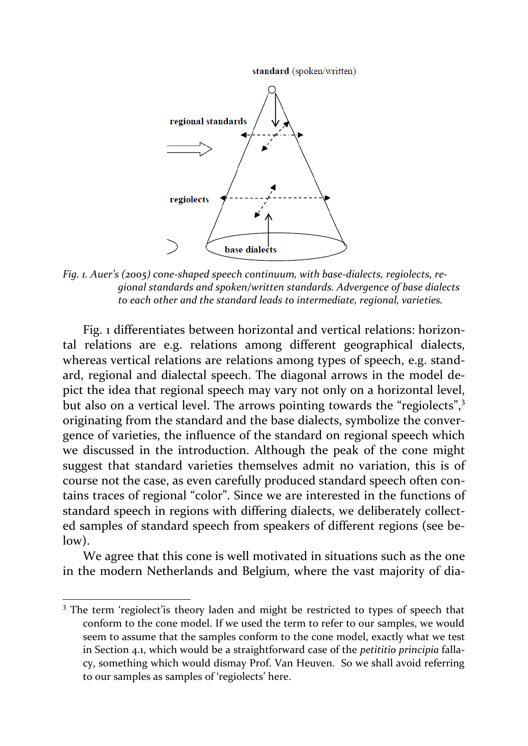*Fig. 1. Auer's (2005) cone-shaped speech continuum, with base-dialects, regiolects, regional standards and spoken/written standards. Advergence of base dialects to each other and the standard leads to intermediate, regional, varieties.*

Fig. 1 differentiates between horizontal and vertical relations: horizontal relations are e.g. relations among different geographical dialects, whereas vertical relations are relations among types of speech, e.g. standard, regional and dialectal speech. The diagonal arrows in the model depict the idea that regional speech may vary not only on a horizontal level, but also on a vertical level. The arrows pointing towards the "regiolects",[3] originating from the standard and the base dialects, symbolize the convergence of varieties, the influence of the standard on regional speech which we discussed in the introduction. Although the peak of the cone might suggest that standard varieties themselves admit no variation, this is of course not the case, as even carefully produced standard speech often contains traces of regional "color". Since we are interested in the functions of standard speech in regions with differing dialects, we deliberately collected samples of standard speech from speakers of different regions (see below).

We agree that this cone is well motivated in situations such as the one in the modern Netherlands and Belgium, where the vast majority of dia-

[3] The term 'regiolect'is theory laden and might be restricted to types of speech that conform to the cone model. If we used the term to refer to our samples, we would seem to assume that the samples conform to the cone model, exactly what we test in Section 4.1, which would be a straightforward case of the *petititio principia* fallacy, something which would dismay Prof. Van Heuven. So we shall avoid referring to our samples as samples of 'regiolects' here.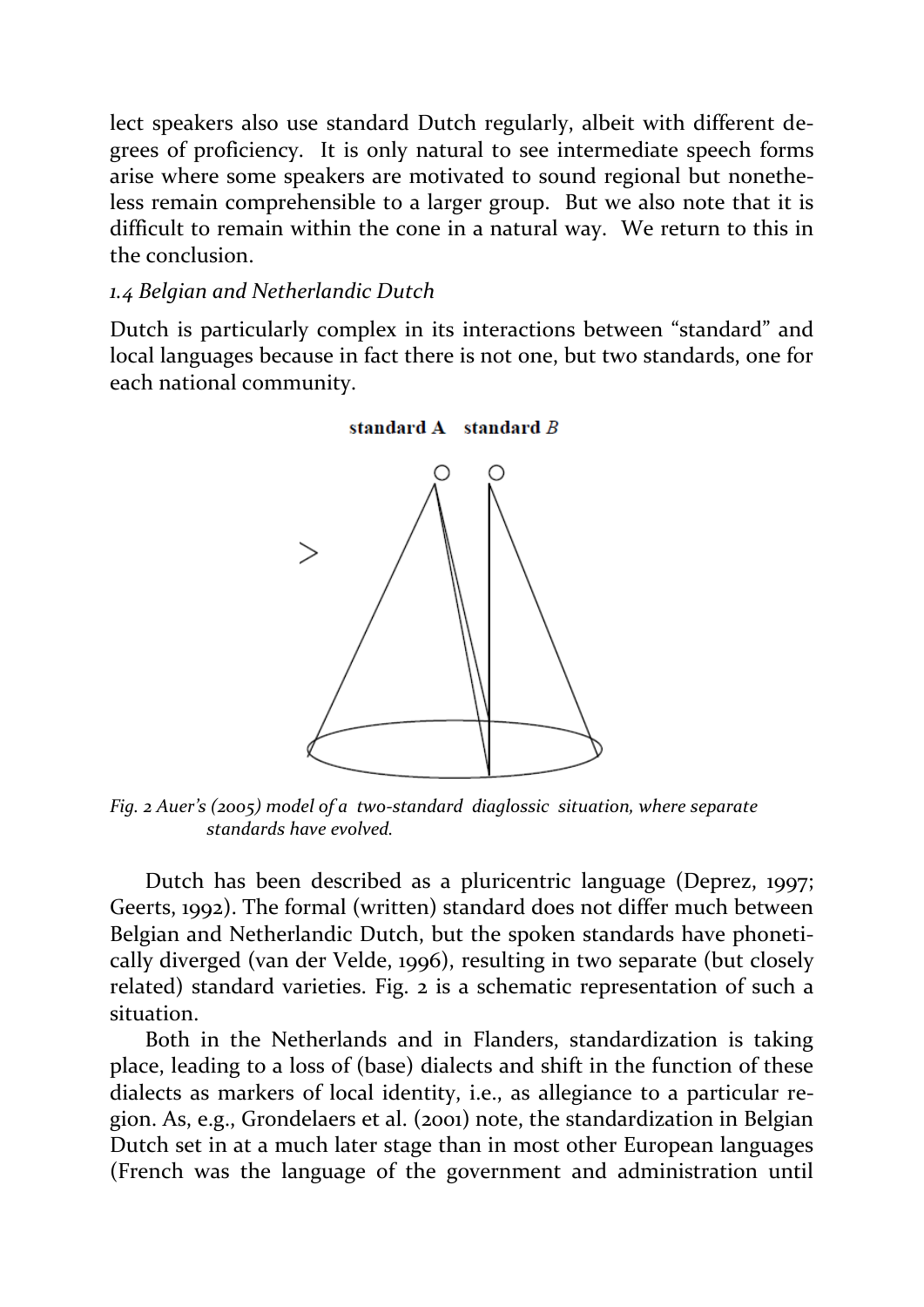lect speakers also use standard Dutch regularly, albeit with different degrees of proficiency. It is only natural to see intermediate speech forms arise where some speakers are motivated to sound regional but nonetheless remain comprehensible to a larger group. But we also note that it is difficult to remain within the cone in a natural way. We return to this in the conclusion.

### *1.4 Belgian and Netherlandic Dutch*

Dutch is particularly complex in its interactions between "standard" and local languages because in fact there is not one, but two standards, one for each national community.

*Fig. 2 Auer's (2005) model of a two-standard diaglossic situation, where separate standards have evolved.*

Dutch has been described as a pluricentric language (Deprez, 1997; Geerts, 1992). The formal (written) standard does not differ much between Belgian and Netherlandic Dutch, but the spoken standards have phonetically diverged (van der Velde, 1996), resulting in two separate (but closely related) standard varieties. Fig. 2 is a schematic representation of such a situation.

Both in the Netherlands and in Flanders, standardization is taking place, leading to a loss of (base) dialects and shift in the function of these dialects as markers of local identity, i.e., as allegiance to a particular region. As, e.g., Grondelaers et al. (2001) note, the standardization in Belgian Dutch set in at a much later stage than in most other European languages (French was the language of the government and administration until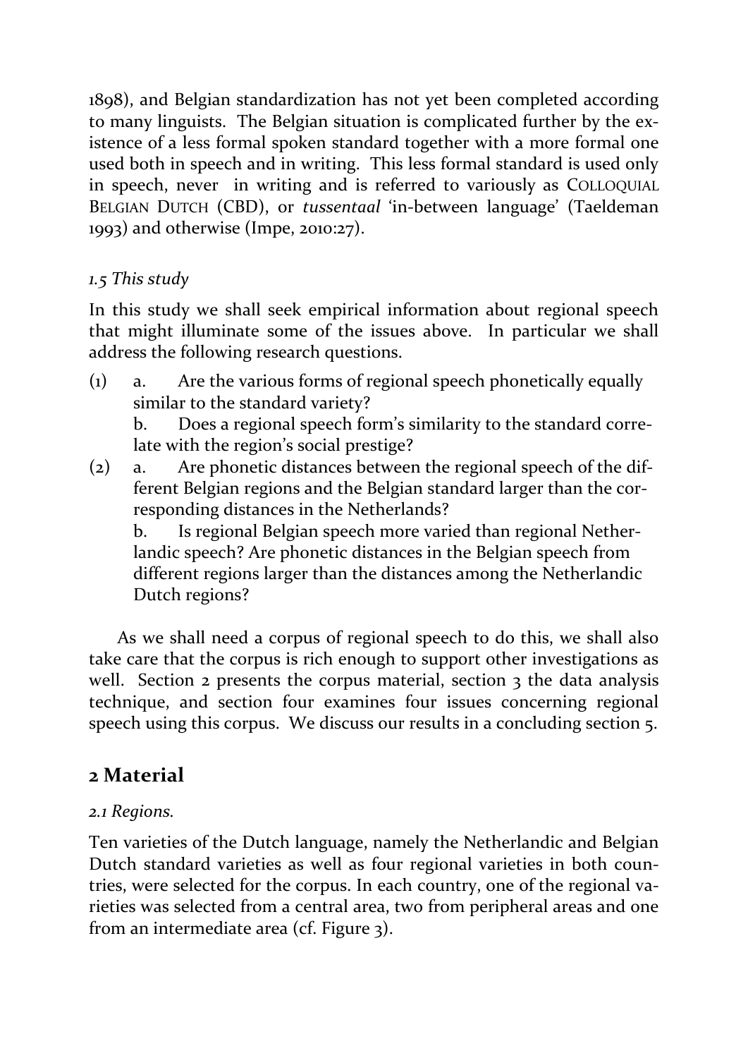1898), and Belgian standardization has not yet been completed according to many linguists. The Belgian situation is complicated further by the existence of a less formal spoken standard together with a more formal one used both in speech and in writing. This less formal standard is used only in speech, never in writing and is referred to variously as COLLOQUIAL BELGIAN DUTCH (CBD), or *tussentaal* 'in-between language' (Taeldeman 1993) and otherwise (Impe, 2010:27).

### *1.5 This study*

In this study we shall seek empirical information about regional speech that might illuminate some of the issues above. In particular we shall address the following research questions.

(1) a. Are the various forms of regional speech phonetically equally similar to the standard variety?
b. Does a regional speech form's similarity to the standard correlate with the region's social prestige?

(2) a. Are phonetic distances between the regional speech of the different Belgian regions and the Belgian standard larger than the corresponding distances in the Netherlands?
b. Is regional Belgian speech more varied than regional Netherlandic speech? Are phonetic distances in the Belgian speech from different regions larger than the distances among the Netherlandic Dutch regions?

As we shall need a corpus of regional speech to do this, we shall also take care that the corpus is rich enough to support other investigations as well. Section 2 presents the corpus material, section 3 the data analysis technique, and section four examines four issues concerning regional speech using this corpus. We discuss our results in a concluding section 5.

## 2 Material

### *2.1 Regions.*

Ten varieties of the Dutch language, namely the Netherlandic and Belgian Dutch standard varieties as well as four regional varieties in both countries, were selected for the corpus. In each country, one of the regional varieties was selected from a central area, two from peripheral areas and one from an intermediate area (cf. Figure 3).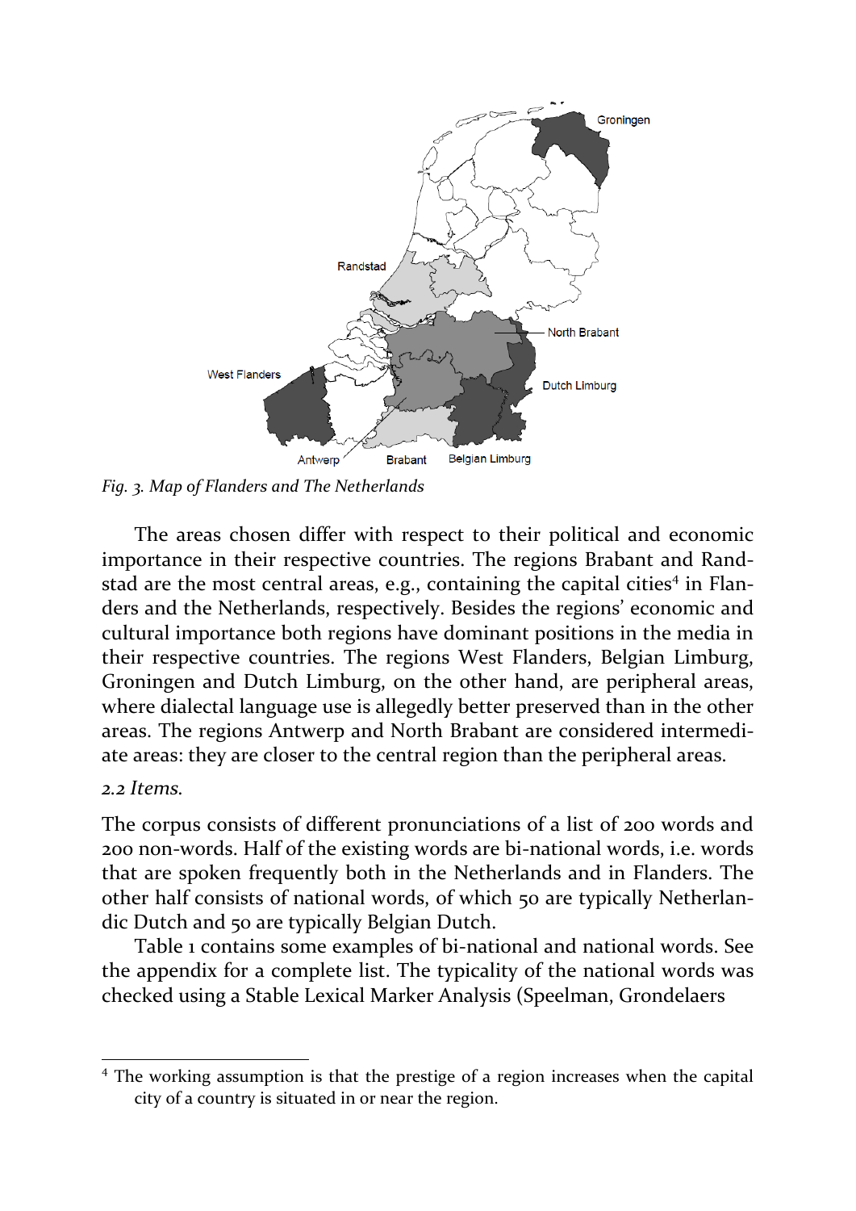Fig. 3. *Map of Flanders and The Netherlands*

The areas chosen differ with respect to their political and economic importance in their respective countries. The regions Brabant and Randstad are the most central areas, e.g., containing the capital cities[4] in Flanders and the Netherlands, respectively. Besides the regions' economic and cultural importance both regions have dominant positions in the media in their respective countries. The regions West Flanders, Belgian Limburg, Groningen and Dutch Limburg, on the other hand, are peripheral areas, where dialectal language use is allegedly better preserved than in the other areas. The regions Antwerp and North Brabant are considered intermediate areas: they are closer to the central region than the peripheral areas.

*2.2 Items.*

The corpus consists of different pronunciations of a list of 200 words and 200 non-words. Half of the existing words are bi-national words, i.e. words that are spoken frequently both in the Netherlands and in Flanders. The other half consists of national words, of which 50 are typically Netherlandic Dutch and 50 are typically Belgian Dutch.

Table 1 contains some examples of bi-national and national words. See the appendix for a complete list. The typicality of the national words was checked using a Stable Lexical Marker Analysis (Speelman, Grondelaers

[4] The working assumption is that the prestige of a region increases when the capital city of a country is situated in or near the region.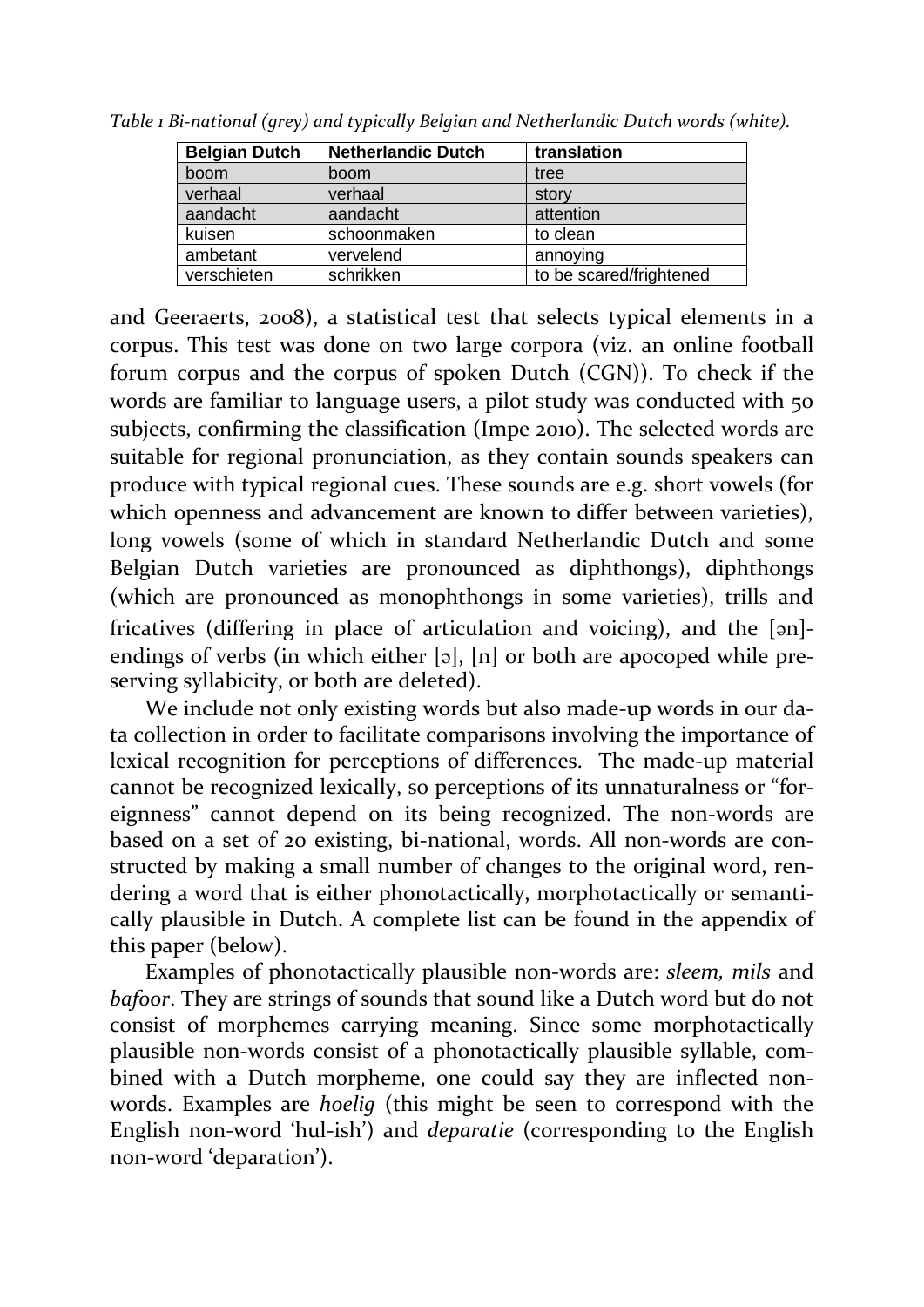*Table 1 Bi-national (grey) and typically Belgian and Netherlandic Dutch words (white).*

| Belgian Dutch | Netherlandic Dutch | translation |
|---|---|---|
| boom | boom | tree |
| verhaal | verhaal | story |
| aandacht | aandacht | attention |
| kuisen | schoonmaken | to clean |
| ambetant | vervelend | annoying |
| verschieten | schrikken | to be scared/frightened |

and Geeraerts, 2008), a statistical test that selects typical elements in a corpus. This test was done on two large corpora (viz. an online football forum corpus and the corpus of spoken Dutch (CGN)). To check if the words are familiar to language users, a pilot study was conducted with 50 subjects, confirming the classification (Impe 2010). The selected words are suitable for regional pronunciation, as they contain sounds speakers can produce with typical regional cues. These sounds are e.g. short vowels (for which openness and advancement are known to differ between varieties), long vowels (some of which in standard Netherlandic Dutch and some Belgian Dutch varieties are pronounced as diphthongs), diphthongs (which are pronounced as monophthongs in some varieties), trills and fricatives (differing in place of articulation and voicing), and the [ən]-endings of verbs (in which either [ə], [n] or both are apocoped while preserving syllabicity, or both are deleted).

We include not only existing words but also made-up words in our data collection in order to facilitate comparisons involving the importance of lexical recognition for perceptions of differences. The made-up material cannot be recognized lexically, so perceptions of its unnaturalness or "foreignness" cannot depend on its being recognized. The non-words are based on a set of 20 existing, bi-national, words. All non-words are constructed by making a small number of changes to the original word, rendering a word that is either phonotactically, morphotactically or semantically plausible in Dutch. A complete list can be found in the appendix of this paper (below).

Examples of phonotactically plausible non-words are: *sleem, mils* and *bafoor*. They are strings of sounds that sound like a Dutch word but do not consist of morphemes carrying meaning. Since some morphotactically plausible non-words consist of a phonotactically plausible syllable, combined with a Dutch morpheme, one could say they are inflected non-words. Examples are *hoelig* (this might be seen to correspond with the English non-word 'hul-ish') and *deparatie* (corresponding to the English non-word 'deparation').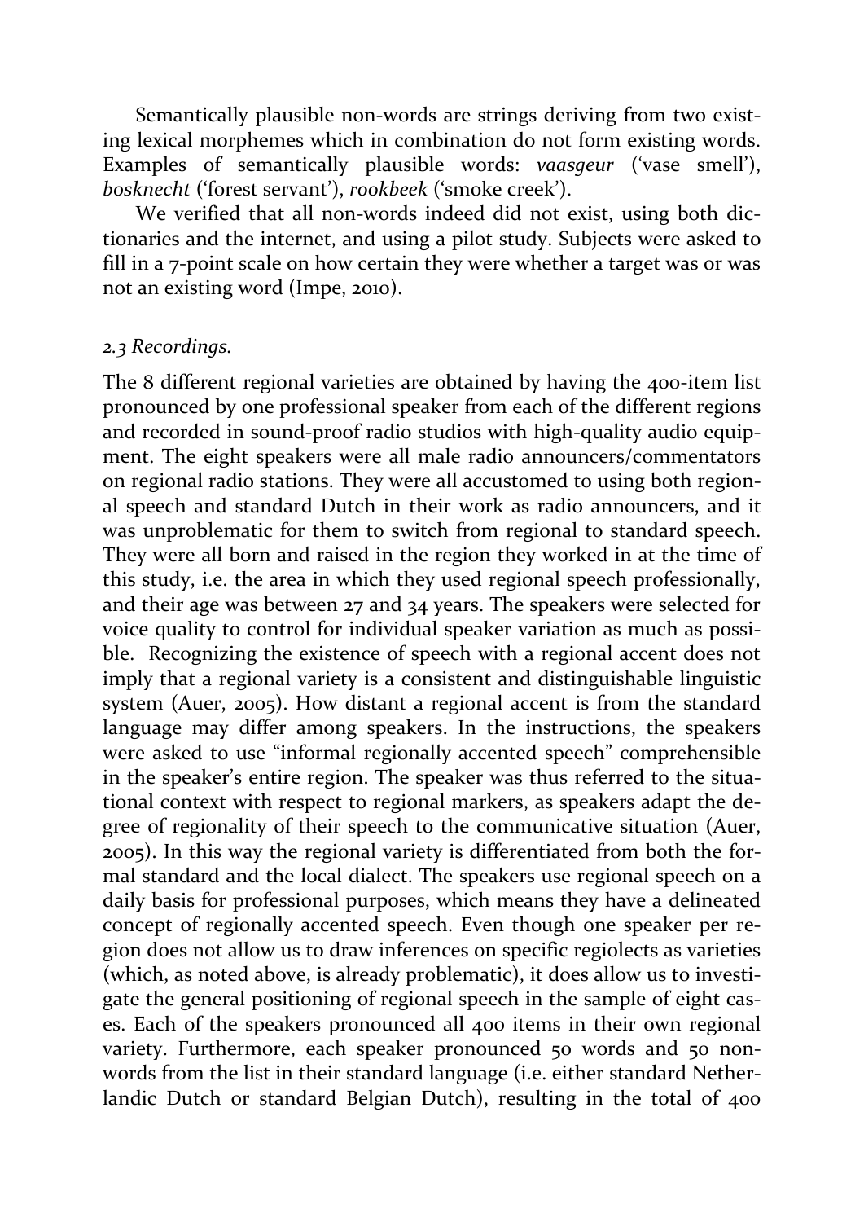Semantically plausible non-words are strings deriving from two existing lexical morphemes which in combination do not form existing words. Examples of semantically plausible words: *vaasgeur* ('vase smell'), *bosknecht* ('forest servant'), *rookbeek* ('smoke creek').

We verified that all non-words indeed did not exist, using both dictionaries and the internet, and using a pilot study. Subjects were asked to fill in a 7-point scale on how certain they were whether a target was or was not an existing word (Impe, 2010).

### *2.3 Recordings.*

The 8 different regional varieties are obtained by having the 400-item list pronounced by one professional speaker from each of the different regions and recorded in sound-proof radio studios with high-quality audio equipment. The eight speakers were all male radio announcers/commentators on regional radio stations. They were all accustomed to using both regional speech and standard Dutch in their work as radio announcers, and it was unproblematic for them to switch from regional to standard speech. They were all born and raised in the region they worked in at the time of this study, i.e. the area in which they used regional speech professionally, and their age was between 27 and 34 years. The speakers were selected for voice quality to control for individual speaker variation as much as possible. Recognizing the existence of speech with a regional accent does not imply that a regional variety is a consistent and distinguishable linguistic system (Auer, 2005). How distant a regional accent is from the standard language may differ among speakers. In the instructions, the speakers were asked to use "informal regionally accented speech" comprehensible in the speaker's entire region. The speaker was thus referred to the situational context with respect to regional markers, as speakers adapt the degree of regionality of their speech to the communicative situation (Auer, 2005). In this way the regional variety is differentiated from both the formal standard and the local dialect. The speakers use regional speech on a daily basis for professional purposes, which means they have a delineated concept of regionally accented speech. Even though one speaker per region does not allow us to draw inferences on specific regiolects as varieties (which, as noted above, is already problematic), it does allow us to investigate the general positioning of regional speech in the sample of eight cases. Each of the speakers pronounced all 400 items in their own regional variety. Furthermore, each speaker pronounced 50 words and 50 non-words from the list in their standard language (i.e. either standard Netherlandic Dutch or standard Belgian Dutch), resulting in the total of 400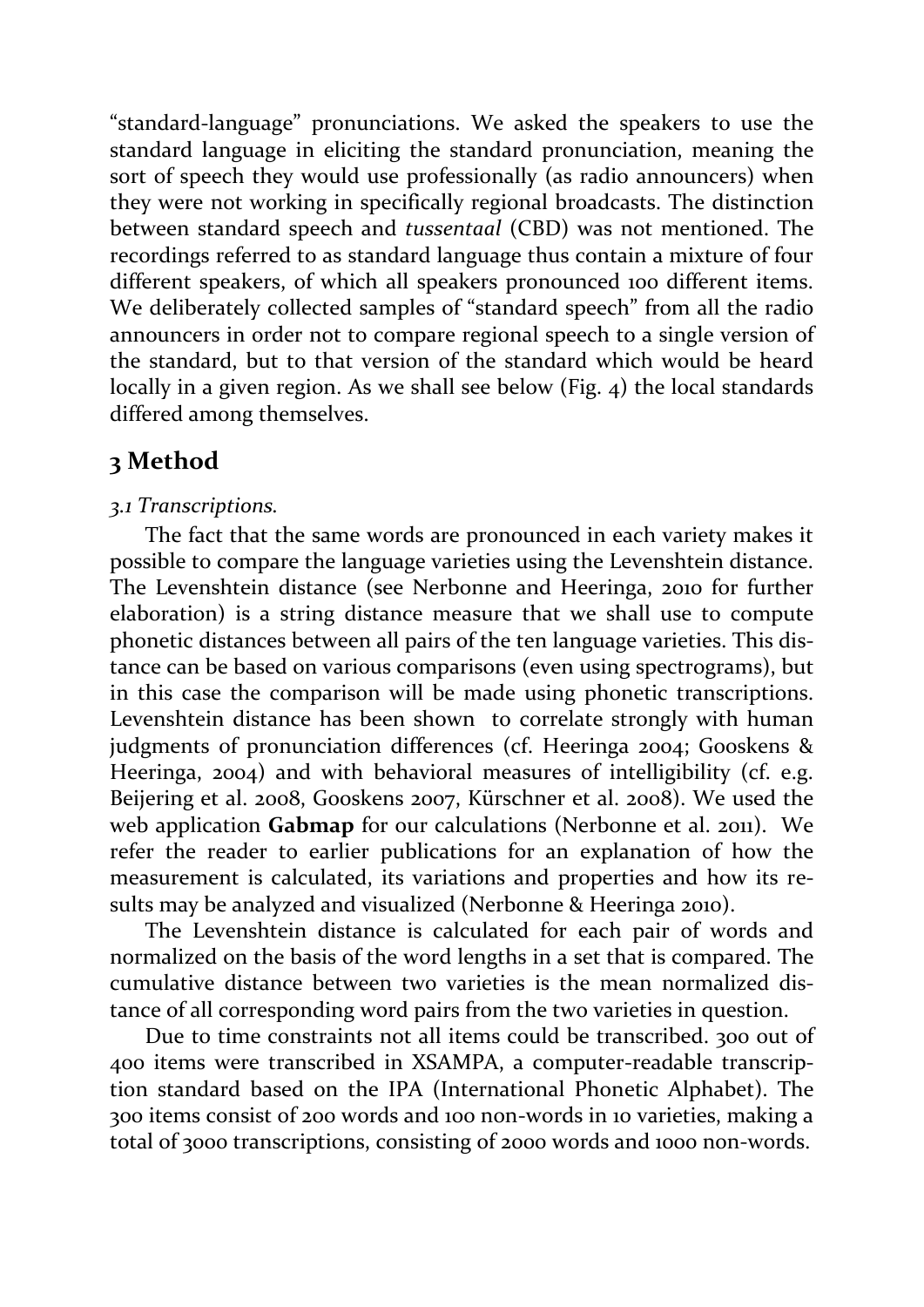"standard-language" pronunciations. We asked the speakers to use the standard language in eliciting the standard pronunciation, meaning the sort of speech they would use professionally (as radio announcers) when they were not working in specifically regional broadcasts. The distinction between standard speech and *tussentaal* (CBD) was not mentioned. The recordings referred to as standard language thus contain a mixture of four different speakers, of which all speakers pronounced 100 different items. We deliberately collected samples of "standard speech" from all the radio announcers in order not to compare regional speech to a single version of the standard, but to that version of the standard which would be heard locally in a given region. As we shall see below (Fig. 4) the local standards differed among themselves.

## 3 Method

*3.1 Transcriptions.*

The fact that the same words are pronounced in each variety makes it possible to compare the language varieties using the Levenshtein distance. The Levenshtein distance (see Nerbonne and Heeringa, 2010 for further elaboration) is a string distance measure that we shall use to compute phonetic distances between all pairs of the ten language varieties. This distance can be based on various comparisons (even using spectrograms), but in this case the comparison will be made using phonetic transcriptions. Levenshtein distance has been shown to correlate strongly with human judgments of pronunciation differences (cf. Heeringa 2004; Gooskens & Heeringa, 2004) and with behavioral measures of intelligibility (cf. e.g. Beijering et al. 2008, Gooskens 2007, Kürschner et al. 2008). We used the web application **Gabmap** for our calculations (Nerbonne et al. 2011). We refer the reader to earlier publications for an explanation of how the measurement is calculated, its variations and properties and how its results may be analyzed and visualized (Nerbonne & Heeringa 2010).

The Levenshtein distance is calculated for each pair of words and normalized on the basis of the word lengths in a set that is compared. The cumulative distance between two varieties is the mean normalized distance of all corresponding word pairs from the two varieties in question.

Due to time constraints not all items could be transcribed. 300 out of 400 items were transcribed in XSAMPA, a computer-readable transcription standard based on the IPA (International Phonetic Alphabet). The 300 items consist of 200 words and 100 non-words in 10 varieties, making a total of 3000 transcriptions, consisting of 2000 words and 1000 non-words.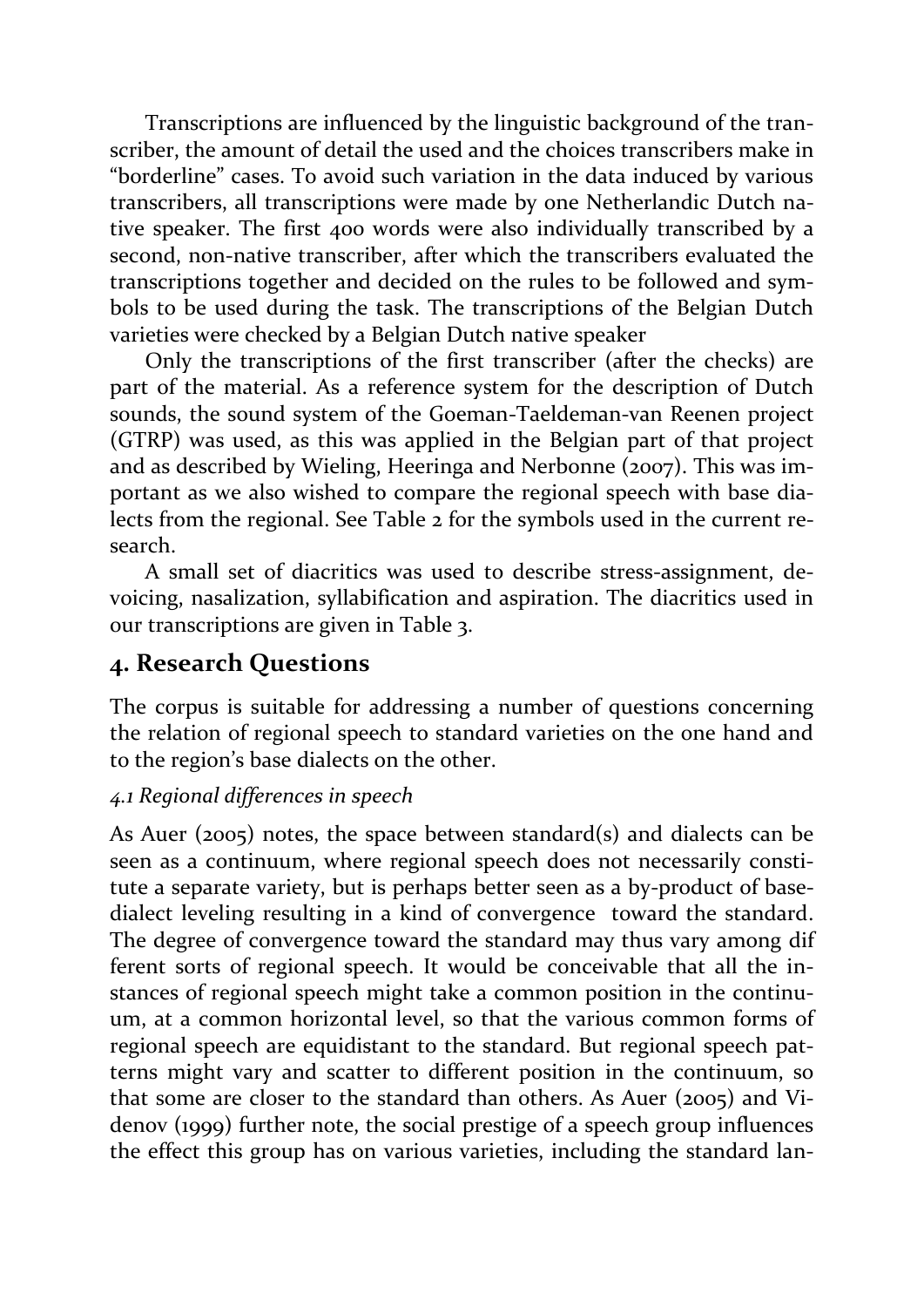Transcriptions are influenced by the linguistic background of the transcriber, the amount of detail the used and the choices transcribers make in "borderline" cases. To avoid such variation in the data induced by various transcribers, all transcriptions were made by one Netherlandic Dutch native speaker. The first 400 words were also individually transcribed by a second, non-native transcriber, after which the transcribers evaluated the transcriptions together and decided on the rules to be followed and symbols to be used during the task. The transcriptions of the Belgian Dutch varieties were checked by a Belgian Dutch native speaker

Only the transcriptions of the first transcriber (after the checks) are part of the material. As a reference system for the description of Dutch sounds, the sound system of the Goeman-Taeldeman-van Reenen project (GTRP) was used, as this was applied in the Belgian part of that project and as described by Wieling, Heeringa and Nerbonne (2007). This was important as we also wished to compare the regional speech with base dialects from the regional. See Table 2 for the symbols used in the current research.

A small set of diacritics was used to describe stress-assignment, devoicing, nasalization, syllabification and aspiration. The diacritics used in our transcriptions are given in Table 3.

## 4. Research Questions

The corpus is suitable for addressing a number of questions concerning the relation of regional speech to standard varieties on the one hand and to the region's base dialects on the other.

### *4.1 Regional differences in speech*

As Auer (2005) notes, the space between standard(s) and dialects can be seen as a continuum, where regional speech does not necessarily constitute a separate variety, but is perhaps better seen as a by-product of base-dialect leveling resulting in a kind of convergence toward the standard. The degree of convergence toward the standard may thus vary among dif ferent sorts of regional speech. It would be conceivable that all the instances of regional speech might take a common position in the continuum, at a common horizontal level, so that the various common forms of regional speech are equidistant to the standard. But regional speech patterns might vary and scatter to different position in the continuum, so that some are closer to the standard than others. As Auer (2005) and Videnov (1999) further note, the social prestige of a speech group influences the effect this group has on various varieties, including the standard lan-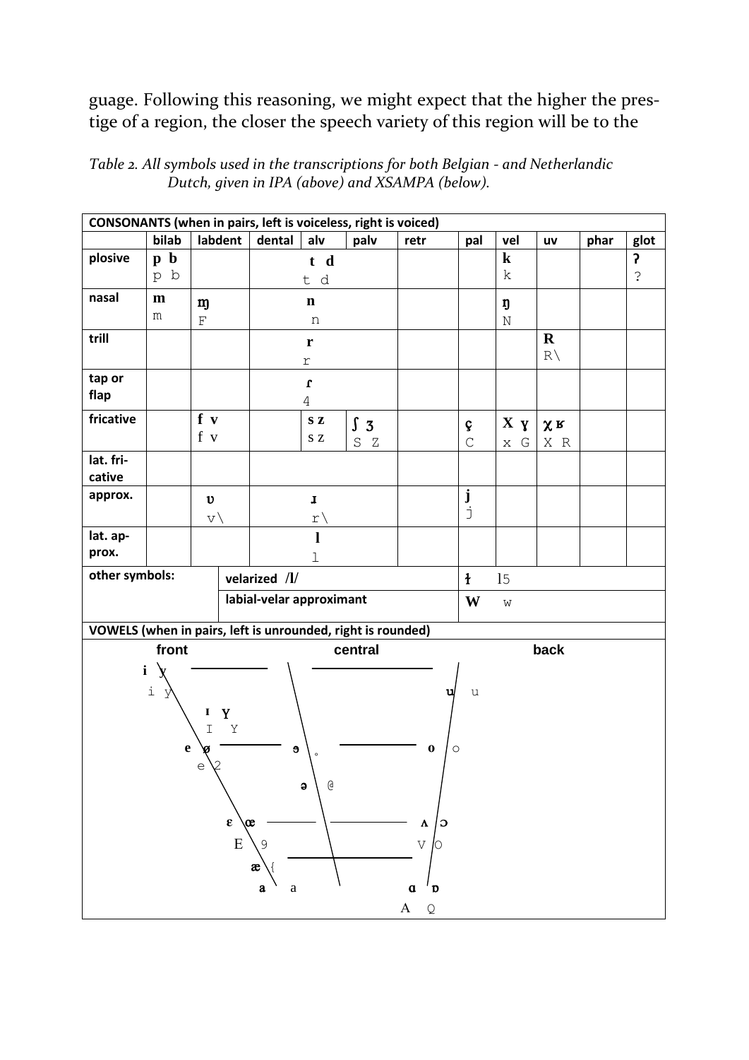guage. Following this reasoning, we might expect that the higher the prestige of a region, the closer the speech variety of this region will be to the

*Table 2. All symbols used in the transcriptions for both Belgian - and Netherlandic Dutch, given in IPA (above) and XSAMPA (below).*

| CONSONANTS (when in pairs, left is voiceless, right is voiced) | | | | | | | | | | | |
|---|---|---|---|---|---|---|---|---|---|---|---|
| | bilab | labdent | dental | alv | palv | retr | pal | vel | uv | phar | glot |
| plosive | **p b**<br>p b | | | **t d**<br>t d | | | | **k**<br>k | | | **ʔ**<br>? |
| nasal | **m**<br>m | **ɱ**<br>F | | **n**<br>n | | | | **ŋ**<br>N | | | |
| trill | | | | **r**<br>r | | | | | **R**<br>R\ | | |
| tap or flap | | | | **ɾ**<br>4 | | | | | | | |
| fricative | | **f v**<br>f v | | **s z**<br>s z | **ʃ ʒ**<br>S Z | | **ç**<br>C | **x ɣ**<br>x G | **χ ʁ**<br>X R | | |
| lat. fricative | | | | | | | | | | | |
| approx. | | **ʋ**<br>v\ | | **ɹ**<br>r\ | | | **j**<br>j | | | | |
| lat. approx. | | | | **l**<br>l | | | | | | | |
| other symbols: | | velarized /l/ | | | | | **ɫ** l5 | | | | |
| | | labial-velar approximant | | | | | **w** w | | | | |

| VOWELS (when in pairs, left is unrounded, right is rounded) | | |
|---|---|---|
| front | central | back |
| **i y** / i y | | **u** / u |
| **ɪ ʏ** / I Y | | |
| **e ø** / e 2 | **ɘ** / ° | **o** / o |
| | **ə** / @ | |
| **ɛ œ** / E 9 | | **ʌ ɔ** / V O |
| **æ** / { | | |
| **a** / a | | **ɑ ɒ** / A Q |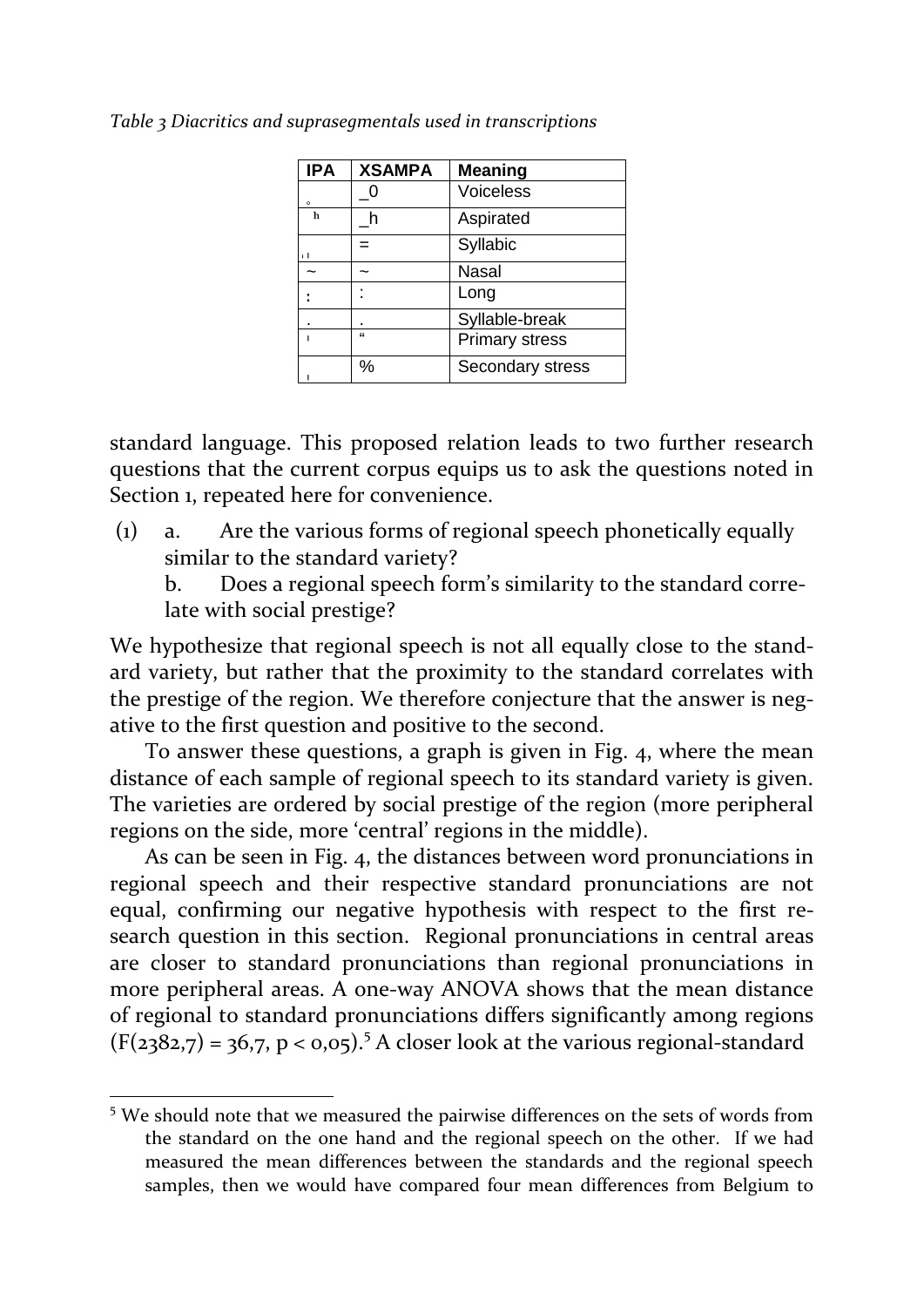*Table 3 Diacritics and suprasegmentals used in transcriptions*

| IPA | XSAMPA | Meaning |
|---|---|---|
| ̥ | _0 | Voiceless |
| ʰ | _h | Aspirated |
| ̩ | = | Syllabic |
| ~ | ~ | Nasal |
| ː | : | Long |
| . | . | Syllable-break |
| ˈ | " | Primary stress |
| ˌ | % | Secondary stress |

standard language. This proposed relation leads to two further research questions that the current corpus equips us to ask the questions noted in Section 1, repeated here for convenience.

(1) a. Are the various forms of regional speech phonetically equally similar to the standard variety?
b. Does a regional speech form's similarity to the standard correlate with social prestige?

We hypothesize that regional speech is not all equally close to the standard variety, but rather that the proximity to the standard correlates with the prestige of the region. We therefore conjecture that the answer is negative to the first question and positive to the second.

To answer these questions, a graph is given in Fig. 4, where the mean distance of each sample of regional speech to its standard variety is given. The varieties are ordered by social prestige of the region (more peripheral regions on the side, more 'central' regions in the middle).

As can be seen in Fig. 4, the distances between word pronunciations in regional speech and their respective standard pronunciations are not equal, confirming our negative hypothesis with respect to the first research question in this section. Regional pronunciations in central areas are closer to standard pronunciations than regional pronunciations in more peripheral areas. A one-way ANOVA shows that the mean distance of regional to standard pronunciations differs significantly among regions ($F(2382{,}7) = 36{,}7$, $p < 0{,}05$).[5] A closer look at the various regional-standard

[5] We should note that we measured the pairwise differences on the sets of words from the standard on the one hand and the regional speech on the other. If we had measured the mean differences between the standards and the regional speech samples, then we would have compared four mean differences from Belgium to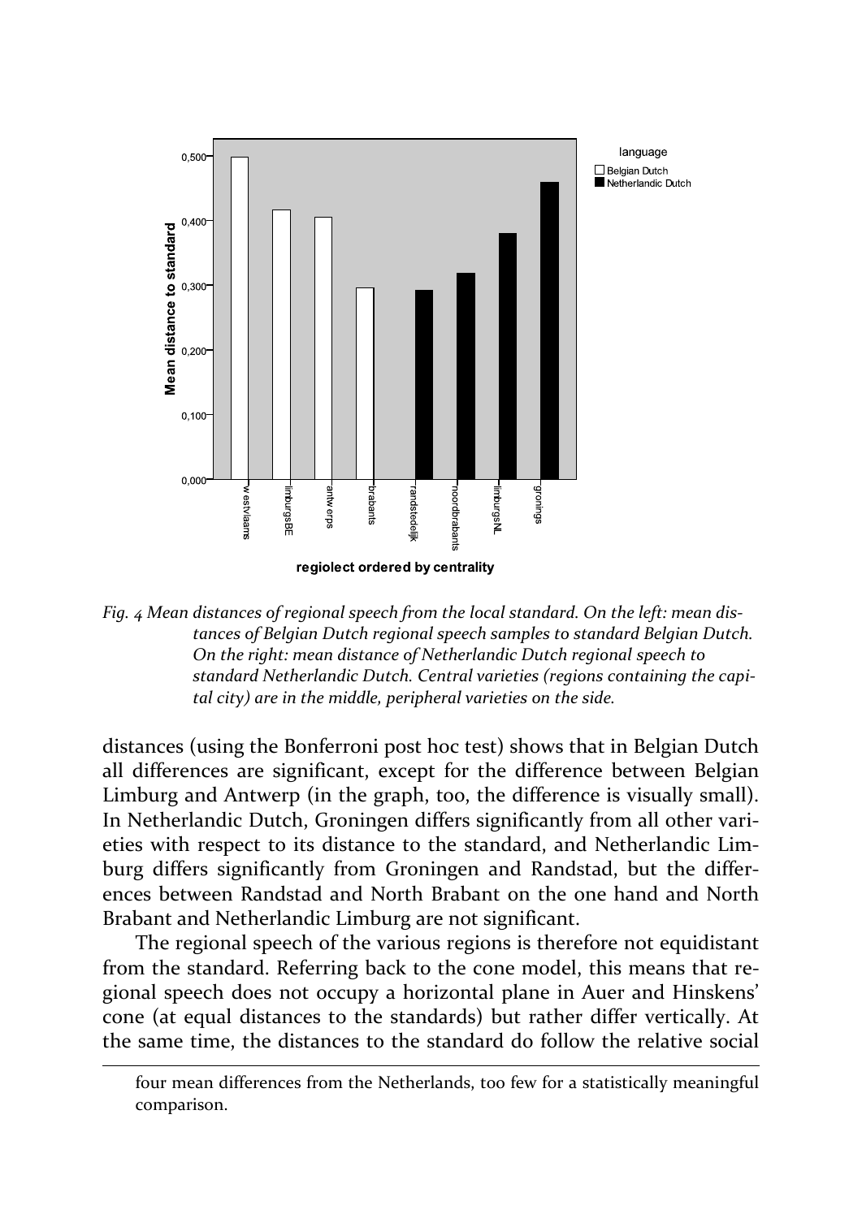*Fig. 4 Mean distances of regional speech from the local standard. On the left: mean distances of Belgian Dutch regional speech samples to standard Belgian Dutch. On the right: mean distance of Netherlandic Dutch regional speech to standard Netherlandic Dutch. Central varieties (regions containing the capital city) are in the middle, peripheral varieties on the side.*

distances (using the Bonferroni post hoc test) shows that in Belgian Dutch all differences are significant, except for the difference between Belgian Limburg and Antwerp (in the graph, too, the difference is visually small). In Netherlandic Dutch, Groningen differs significantly from all other varieties with respect to its distance to the standard, and Netherlandic Limburg differs significantly from Groningen and Randstad, but the differences between Randstad and North Brabant on the one hand and North Brabant and Netherlandic Limburg are not significant.

The regional speech of the various regions is therefore not equidistant from the standard. Referring back to the cone model, this means that regional speech does not occupy a horizontal plane in Auer and Hinskens' cone (at equal distances to the standards) but rather differ vertically. At the same time, the distances to the standard do follow the relative social

four mean differences from the Netherlands, too few for a statistically meaningful comparison.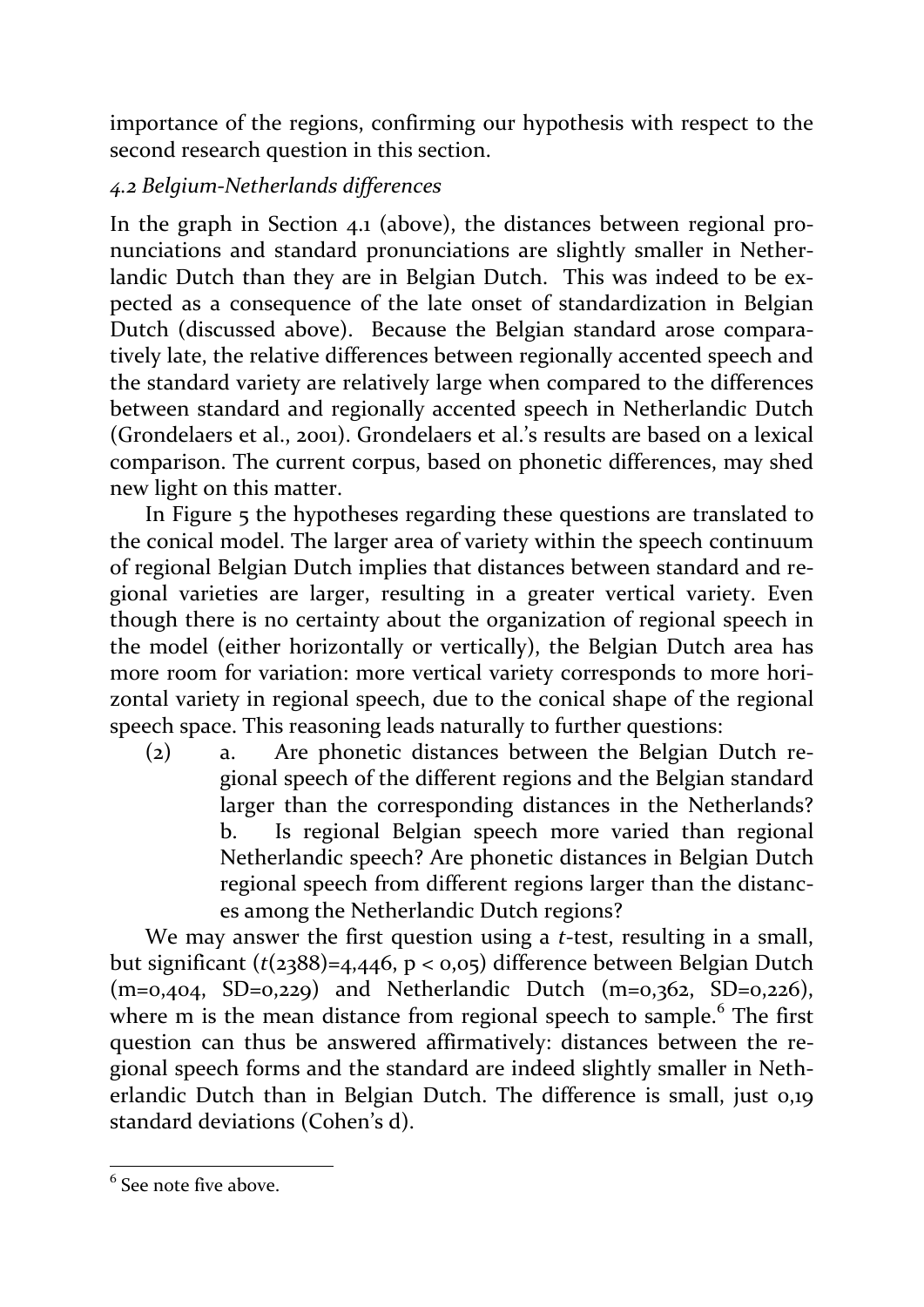importance of the regions, confirming our hypothesis with respect to the second research question in this section.

### *4.2 Belgium-Netherlands differences*

In the graph in Section 4.1 (above), the distances between regional pronunciations and standard pronunciations are slightly smaller in Netherlandic Dutch than they are in Belgian Dutch. This was indeed to be expected as a consequence of the late onset of standardization in Belgian Dutch (discussed above). Because the Belgian standard arose comparatively late, the relative differences between regionally accented speech and the standard variety are relatively large when compared to the differences between standard and regionally accented speech in Netherlandic Dutch (Grondelaers et al., 2001). Grondelaers et al.'s results are based on a lexical comparison. The current corpus, based on phonetic differences, may shed new light on this matter.

In Figure 5 the hypotheses regarding these questions are translated to the conical model. The larger area of variety within the speech continuum of regional Belgian Dutch implies that distances between standard and regional varieties are larger, resulting in a greater vertical variety. Even though there is no certainty about the organization of regional speech in the model (either horizontally or vertically), the Belgian Dutch area has more room for variation: more vertical variety corresponds to more horizontal variety in regional speech, due to the conical shape of the regional speech space. This reasoning leads naturally to further questions:

(2) a. Are phonetic distances between the Belgian Dutch regional speech of the different regions and the Belgian standard larger than the corresponding distances in the Netherlands?
b. Is regional Belgian speech more varied than regional Netherlandic speech? Are phonetic distances in Belgian Dutch regional speech from different regions larger than the distances among the Netherlandic Dutch regions?

We may answer the first question using a *t*-test, resulting in a small, but significant ($t(2388)=4{,}446$, $p < 0{,}05$) difference between Belgian Dutch ($m=0{,}404$, $SD=0{,}229$) and Netherlandic Dutch ($m=0{,}362$, $SD=0{,}226$), where m is the mean distance from regional speech to sample.[6] The first question can thus be answered affirmatively: distances between the regional speech forms and the standard are indeed slightly smaller in Netherlandic Dutch than in Belgian Dutch. The difference is small, just 0,19 standard deviations (Cohen's d).

---

[6] See note five above.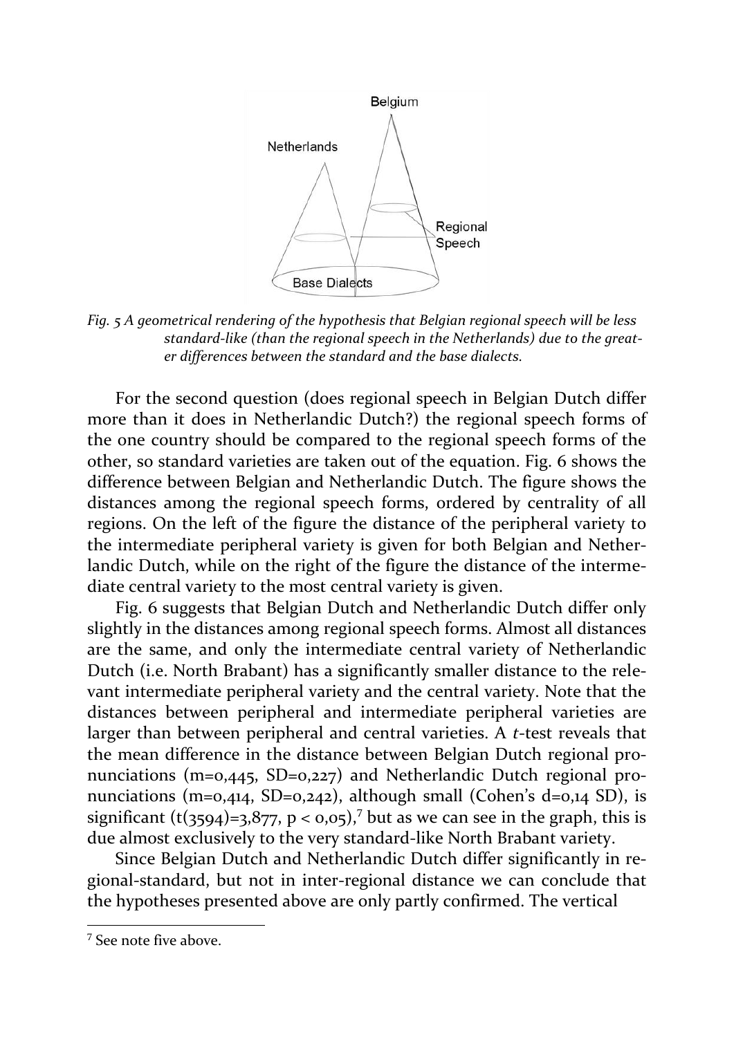*Fig. 5 A geometrical rendering of the hypothesis that Belgian regional speech will be less standard-like (than the regional speech in the Netherlands) due to the greater differences between the standard and the base dialects.*

For the second question (does regional speech in Belgian Dutch differ more than it does in Netherlandic Dutch?) the regional speech forms of the one country should be compared to the regional speech forms of the other, so standard varieties are taken out of the equation. Fig. 6 shows the difference between Belgian and Netherlandic Dutch. The figure shows the distances among the regional speech forms, ordered by centrality of all regions. On the left of the figure the distance of the peripheral variety to the intermediate peripheral variety is given for both Belgian and Netherlandic Dutch, while on the right of the figure the distance of the intermediate central variety to the most central variety is given.

Fig. 6 suggests that Belgian Dutch and Netherlandic Dutch differ only slightly in the distances among regional speech forms. Almost all distances are the same, and only the intermediate central variety of Netherlandic Dutch (i.e. North Brabant) has a significantly smaller distance to the relevant intermediate peripheral variety and the central variety. Note that the distances between peripheral and intermediate peripheral varieties are larger than between peripheral and central varieties. A *t*-test reveals that the mean difference in the distance between Belgian Dutch regional pronunciations (m=0,445, SD=0,227) and Netherlandic Dutch regional pronunciations (m=0,414, SD=0,242), although small (Cohen's d=0,14 SD), is significant ($t(3594)=3{,}877$, $p < 0{,}05$),[7] but as we can see in the graph, this is due almost exclusively to the very standard-like North Brabant variety.

Since Belgian Dutch and Netherlandic Dutch differ significantly in regional-standard, but not in inter-regional distance we can conclude that the hypotheses presented above are only partly confirmed. The vertical

[7] See note five above.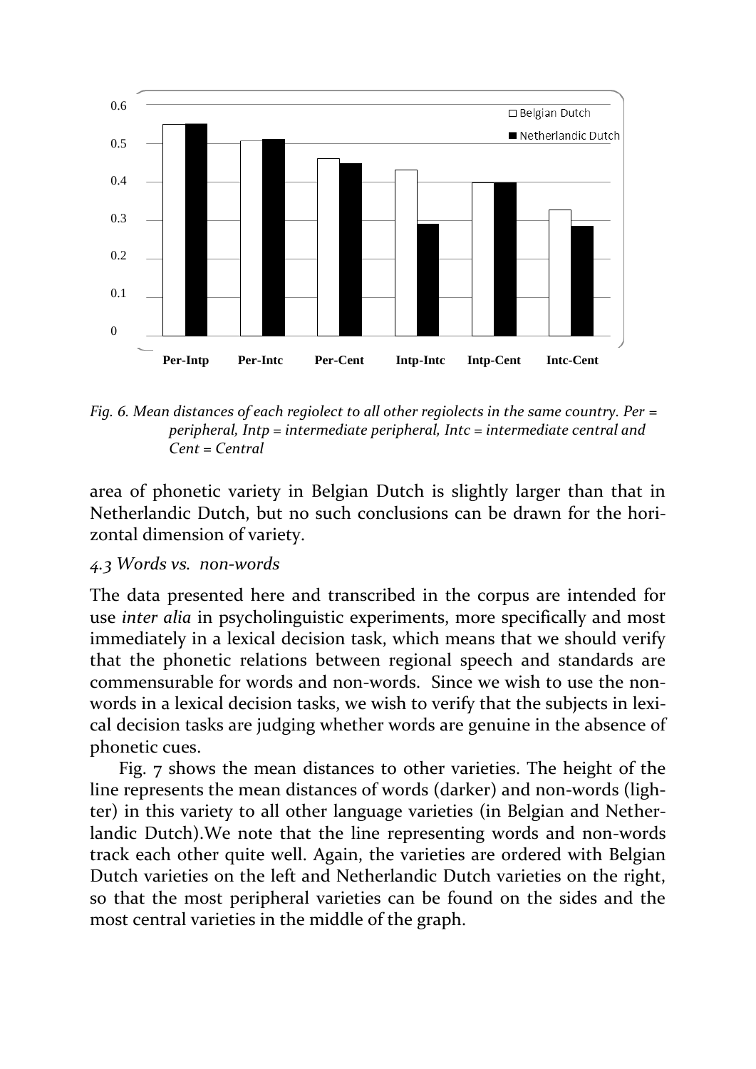*Fig. 6. Mean distances of each regiolect to all other regiolects in the same country. Per = peripheral, Intp = intermediate peripheral, Intc = intermediate central and Cent = Central*

area of phonetic variety in Belgian Dutch is slightly larger than that in Netherlandic Dutch, but no such conclusions can be drawn for the horizontal dimension of variety.

### *4.3 Words vs. non-words*

The data presented here and transcribed in the corpus are intended for use *inter alia* in psycholinguistic experiments, more specifically and most immediately in a lexical decision task, which means that we should verify that the phonetic relations between regional speech and standards are commensurable for words and non-words. Since we wish to use the non-words in a lexical decision tasks, we wish to verify that the subjects in lexical decision tasks are judging whether words are genuine in the absence of phonetic cues.

Fig. 7 shows the mean distances to other varieties. The height of the line represents the mean distances of words (darker) and non-words (lighter) in this variety to all other language varieties (in Belgian and Netherlandic Dutch).We note that the line representing words and non-words track each other quite well. Again, the varieties are ordered with Belgian Dutch varieties on the left and Netherlandic Dutch varieties on the right, so that the most peripheral varieties can be found on the sides and the most central varieties in the middle of the graph.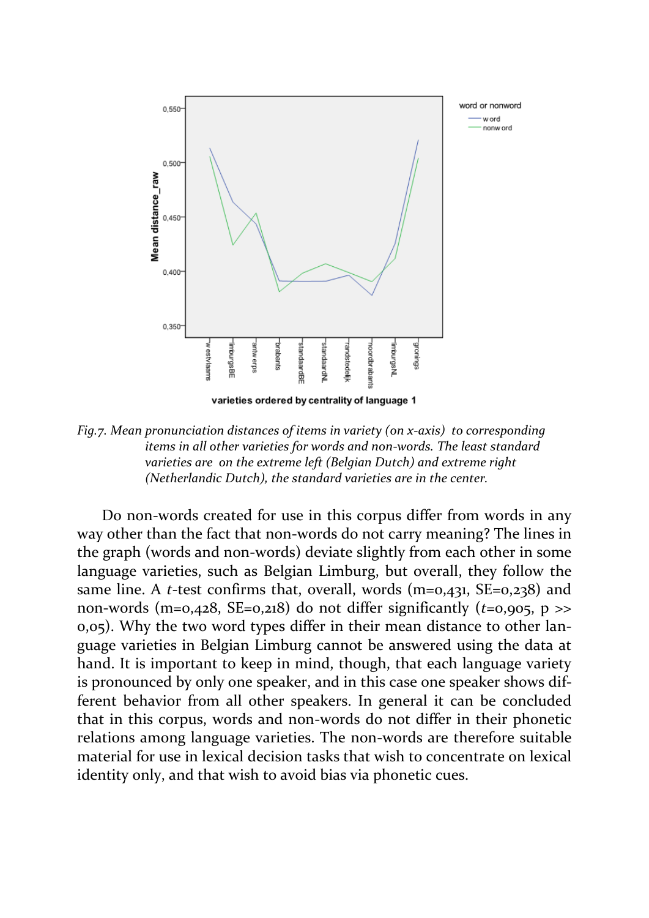*Fig.7. Mean pronunciation distances of items in variety (on x-axis) to corresponding items in all other varieties for words and non-words. The least standard varieties are on the extreme left (Belgian Dutch) and extreme right (Netherlandic Dutch), the standard varieties are in the center.*

Do non-words created for use in this corpus differ from words in any way other than the fact that non-words do not carry meaning? The lines in the graph (words and non-words) deviate slightly from each other in some language varieties, such as Belgian Limburg, but overall, they follow the same line. A *t*-test confirms that, overall, words (m=0,431, SE=0,238) and non-words (m=0,428, SE=0,218) do not differ significantly ($t$=0,905, p >> 0,05). Why the two word types differ in their mean distance to other language varieties in Belgian Limburg cannot be answered using the data at hand. It is important to keep in mind, though, that each language variety is pronounced by only one speaker, and in this case one speaker shows different behavior from all other speakers. In general it can be concluded that in this corpus, words and non-words do not differ in their phonetic relations among language varieties. The non-words are therefore suitable material for use in lexical decision tasks that wish to concentrate on lexical identity only, and that wish to avoid bias via phonetic cues.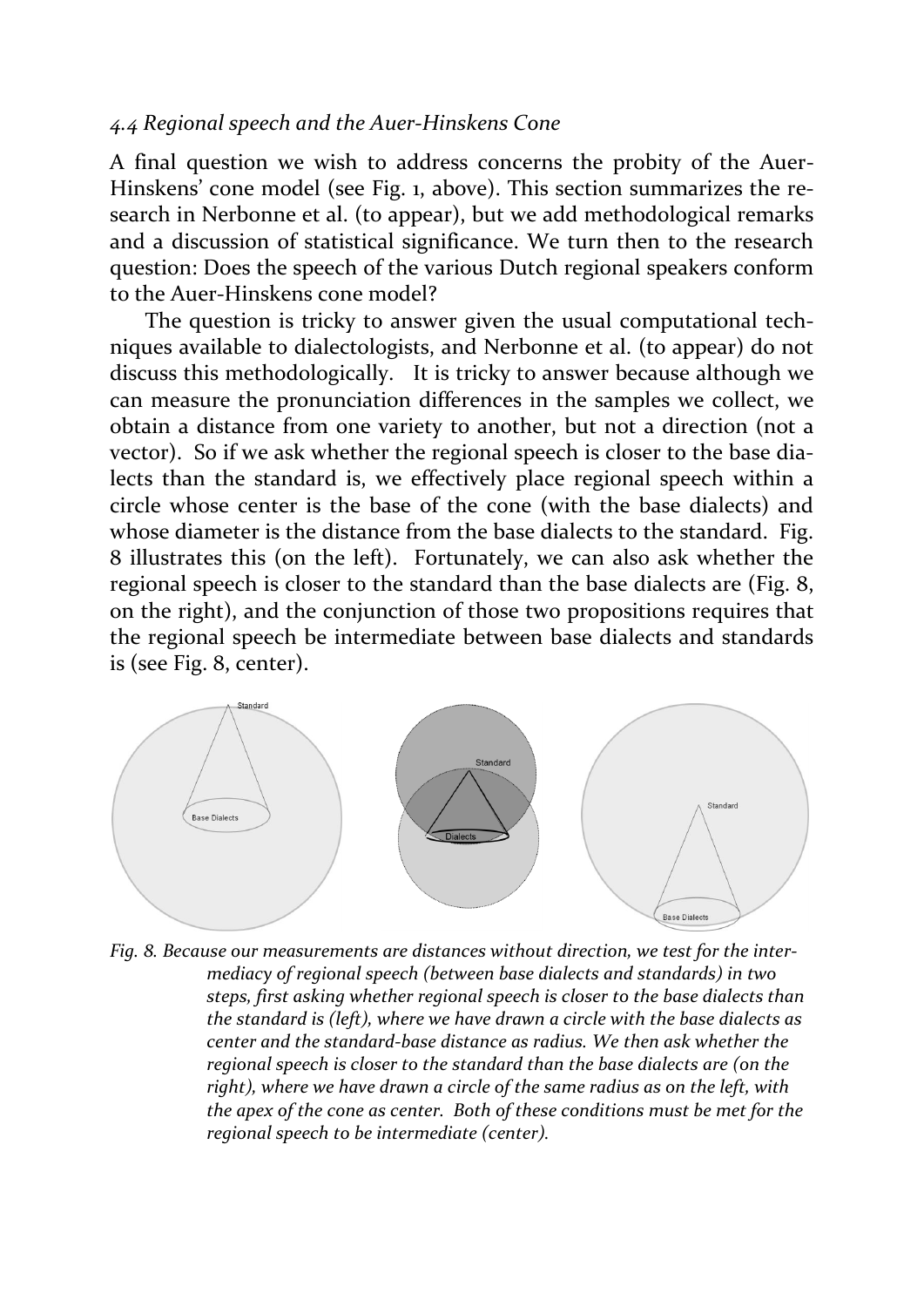### *4.4 Regional speech and the Auer-Hinskens Cone*

A final question we wish to address concerns the probity of the Auer-Hinskens' cone model (see Fig. 1, above). This section summarizes the research in Nerbonne et al. (to appear), but we add methodological remarks and a discussion of statistical significance. We turn then to the research question: Does the speech of the various Dutch regional speakers conform to the Auer-Hinskens cone model?

The question is tricky to answer given the usual computational techniques available to dialectologists, and Nerbonne et al. (to appear) do not discuss this methodologically. It is tricky to answer because although we can measure the pronunciation differences in the samples we collect, we obtain a distance from one variety to another, but not a direction (not a vector). So if we ask whether the regional speech is closer to the base dialects than the standard is, we effectively place regional speech within a circle whose center is the base of the cone (with the base dialects) and whose diameter is the distance from the base dialects to the standard. Fig. 8 illustrates this (on the left). Fortunately, we can also ask whether the regional speech is closer to the standard than the base dialects are (Fig. 8, on the right), and the conjunction of those two propositions requires that the regional speech be intermediate between base dialects and standards is (see Fig. 8, center).

*Fig. 8. Because our measurements are distances without direction, we test for the intermediacy of regional speech (between base dialects and standards) in two steps, first asking whether regional speech is closer to the base dialects than the standard is (left), where we have drawn a circle with the base dialects as center and the standard-base distance as radius. We then ask whether the regional speech is closer to the standard than the base dialects are (on the right), where we have drawn a circle of the same radius as on the left, with the apex of the cone as center. Both of these conditions must be met for the regional speech to be intermediate (center).*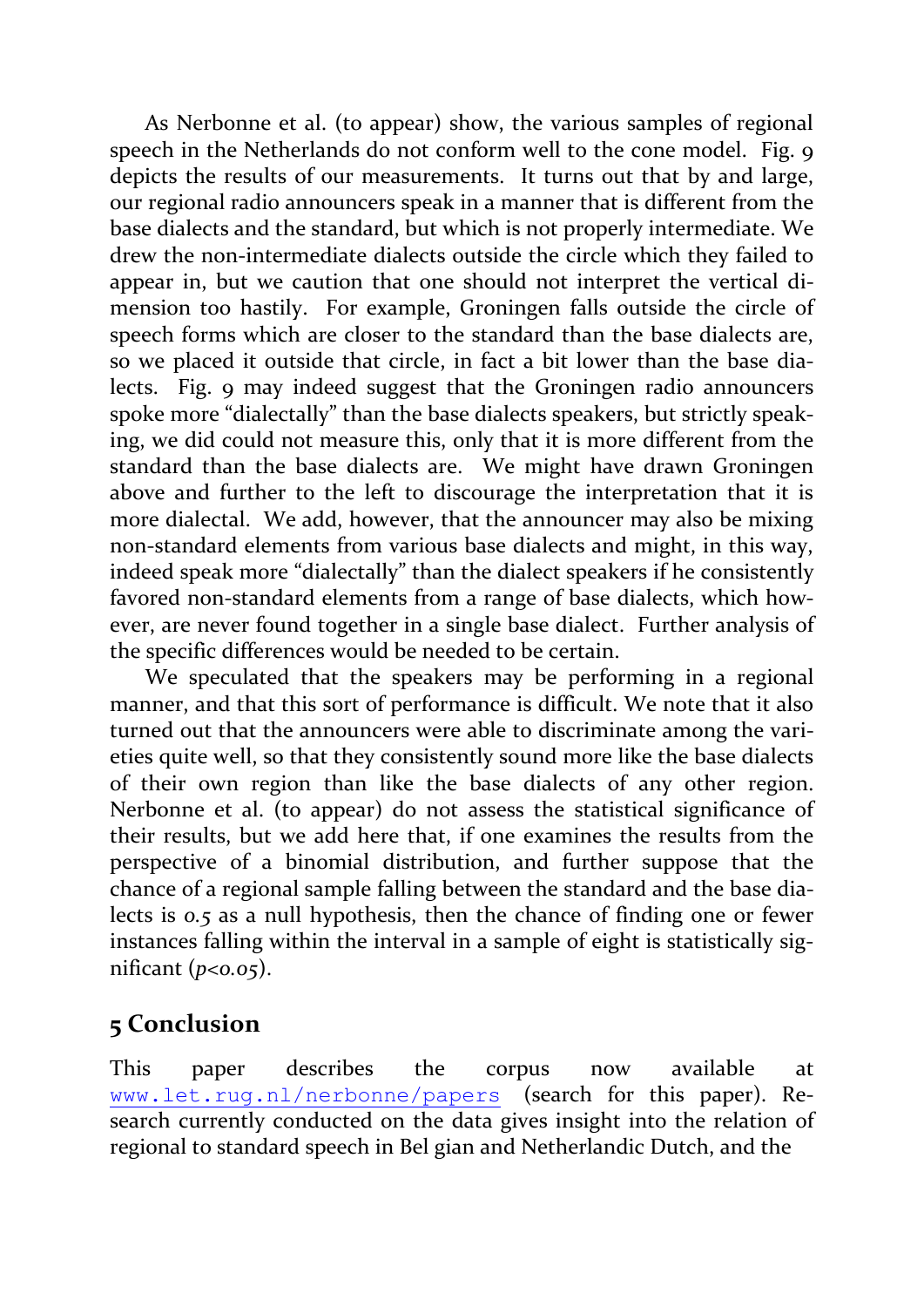As Nerbonne et al. (to appear) show, the various samples of regional speech in the Netherlands do not conform well to the cone model. Fig. 9 depicts the results of our measurements. It turns out that by and large, our regional radio announcers speak in a manner that is different from the base dialects and the standard, but which is not properly intermediate. We drew the non-intermediate dialects outside the circle which they failed to appear in, but we caution that one should not interpret the vertical dimension too hastily. For example, Groningen falls outside the circle of speech forms which are closer to the standard than the base dialects are, so we placed it outside that circle, in fact a bit lower than the base dialects. Fig. 9 may indeed suggest that the Groningen radio announcers spoke more "dialectally" than the base dialects speakers, but strictly speaking, we did could not measure this, only that it is more different from the standard than the base dialects are. We might have drawn Groningen above and further to the left to discourage the interpretation that it is more dialectal. We add, however, that the announcer may also be mixing non-standard elements from various base dialects and might, in this way, indeed speak more "dialectally" than the dialect speakers if he consistently favored non-standard elements from a range of base dialects, which however, are never found together in a single base dialect. Further analysis of the specific differences would be needed to be certain.

We speculated that the speakers may be performing in a regional manner, and that this sort of performance is difficult. We note that it also turned out that the announcers were able to discriminate among the varieties quite well, so that they consistently sound more like the base dialects of their own region than like the base dialects of any other region. Nerbonne et al. (to appear) do not assess the statistical significance of their results, but we add here that, if one examines the results from the perspective of a binomial distribution, and further suppose that the chance of a regional sample falling between the standard and the base dialects is 0.5 as a null hypothesis, then the chance of finding one or fewer instances falling within the interval in a sample of eight is statistically significant ($p<0.05$).

## 5 Conclusion

This paper describes the corpus now available at www.let.rug.nl/nerbonne/papers (search for this paper). Research currently conducted on the data gives insight into the relation of regional to standard speech in Bel gian and Netherlandic Dutch, and the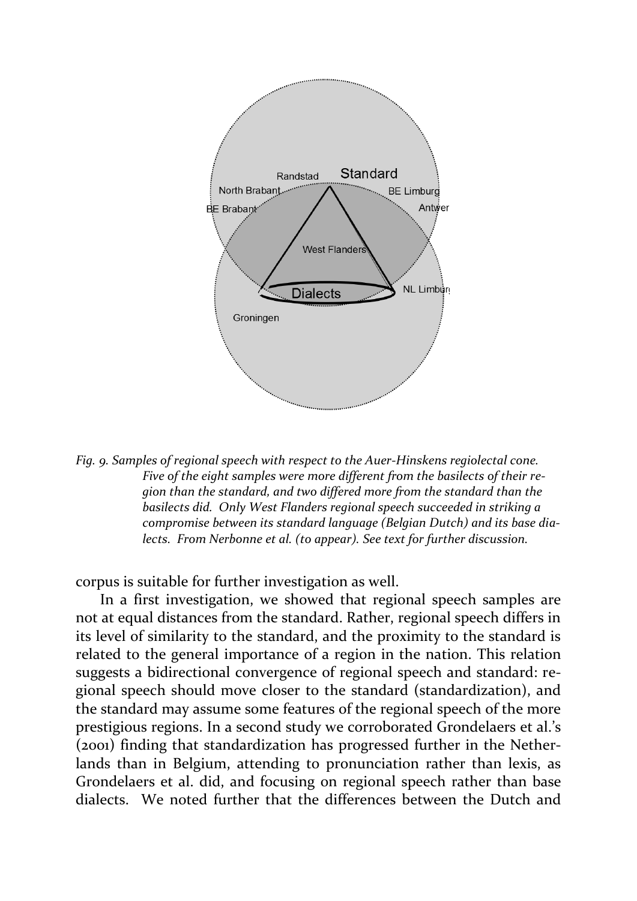Fig. 9. Samples of regional speech with respect to the Auer-Hinskens regiolectal cone. Five of the eight samples were more different from the basilects of their region than the standard, and two differed more from the standard than the basilects did. Only West Flanders regional speech succeeded in striking a compromise between its standard language (Belgian Dutch) and its base dialects. From Nerbonne et al. (to appear). See text for further discussion.

corpus is suitable for further investigation as well.

In a first investigation, we showed that regional speech samples are not at equal distances from the standard. Rather, regional speech differs in its level of similarity to the standard, and the proximity to the standard is related to the general importance of a region in the nation. This relation suggests a bidirectional convergence of regional speech and standard: regional speech should move closer to the standard (standardization), and the standard may assume some features of the regional speech of the more prestigious regions. In a second study we corroborated Grondelaers et al.'s (2001) finding that standardization has progressed further in the Netherlands than in Belgium, attending to pronunciation rather than lexis, as Grondelaers et al. did, and focusing on regional speech rather than base dialects. We noted further that the differences between the Dutch and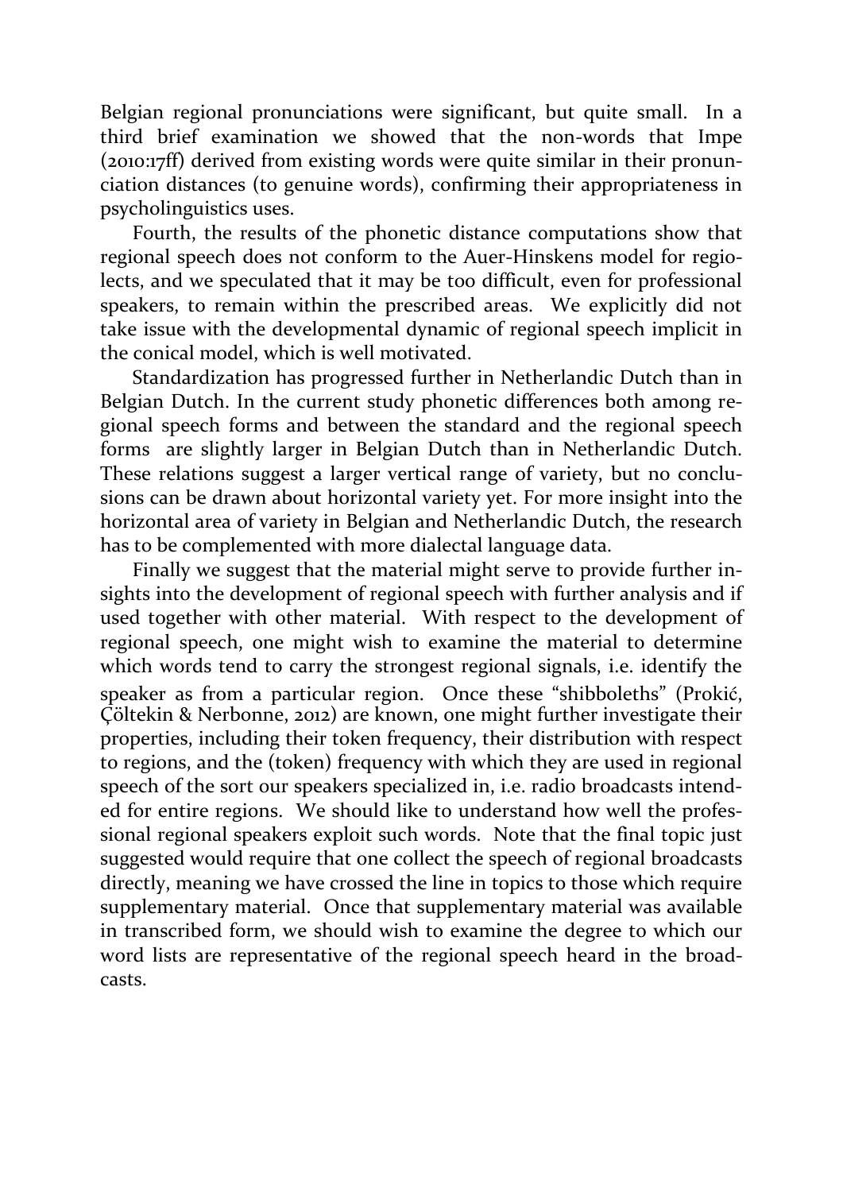Belgian regional pronunciations were significant, but quite small. In a third brief examination we showed that the non-words that Impe (2010:17ff) derived from existing words were quite similar in their pronunciation distances (to genuine words), confirming their appropriateness in psycholinguistics uses.

Fourth, the results of the phonetic distance computations show that regional speech does not conform to the Auer-Hinskens model for regiolects, and we speculated that it may be too difficult, even for professional speakers, to remain within the prescribed areas. We explicitly did not take issue with the developmental dynamic of regional speech implicit in the conical model, which is well motivated.

Standardization has progressed further in Netherlandic Dutch than in Belgian Dutch. In the current study phonetic differences both among regional speech forms and between the standard and the regional speech forms are slightly larger in Belgian Dutch than in Netherlandic Dutch. These relations suggest a larger vertical range of variety, but no conclusions can be drawn about horizontal variety yet. For more insight into the horizontal area of variety in Belgian and Netherlandic Dutch, the research has to be complemented with more dialectal language data.

Finally we suggest that the material might serve to provide further insights into the development of regional speech with further analysis and if used together with other material. With respect to the development of regional speech, one might wish to examine the material to determine which words tend to carry the strongest regional signals, i.e. identify the speaker as from a particular region. Once these "shibboleths" (Prokić, Çöltekin & Nerbonne, 2012) are known, one might further investigate their properties, including their token frequency, their distribution with respect to regions, and the (token) frequency with which they are used in regional speech of the sort our speakers specialized in, i.e. radio broadcasts intended for entire regions. We should like to understand how well the professional regional speakers exploit such words. Note that the final topic just suggested would require that one collect the speech of regional broadcasts directly, meaning we have crossed the line in topics to those which require supplementary material. Once that supplementary material was available in transcribed form, we should wish to examine the degree to which our word lists are representative of the regional speech heard in the broadcasts.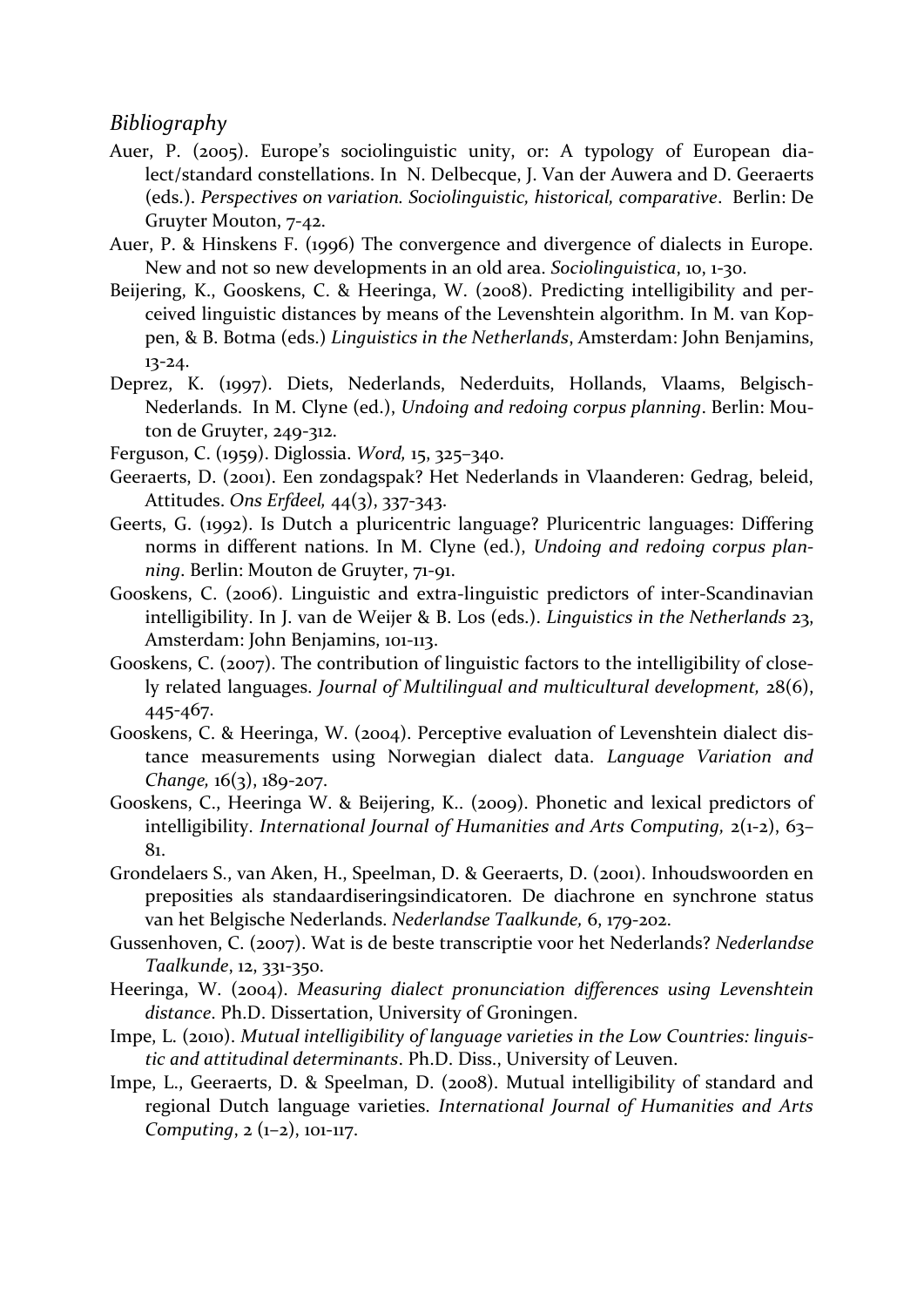*Bibliography*

Auer, P. (2005). Europe's sociolinguistic unity, or: A typology of European dialect/standard constellations. In N. Delbecque, J. Van der Auwera and D. Geeraerts (eds.). *Perspectives on variation. Sociolinguistic, historical, comparative*. Berlin: De Gruyter Mouton, 7-42.

Auer, P. & Hinskens F. (1996) The convergence and divergence of dialects in Europe. New and not so new developments in an old area. *Sociolinguistica*, 10, 1-30.

Beijering, K., Gooskens, C. & Heeringa, W. (2008). Predicting intelligibility and perceived linguistic distances by means of the Levenshtein algorithm. In M. van Koppen, & B. Botma (eds.) *Linguistics in the Netherlands*, Amsterdam: John Benjamins, 13-24.

Deprez, K. (1997). Diets, Nederlands, Nederduits, Hollands, Vlaams, Belgisch-Nederlands. In M. Clyne (ed.), *Undoing and redoing corpus planning*. Berlin: Mouton de Gruyter, 249-312.

Ferguson, C. (1959). Diglossia. *Word,* 15, 325–340.

Geeraerts, D. (2001). Een zondagspak? Het Nederlands in Vlaanderen: Gedrag, beleid, Attitudes. *Ons Erfdeel,* 44(3), 337-343.

Geerts, G. (1992). Is Dutch a pluricentric language? Pluricentric languages: Differing norms in different nations. In M. Clyne (ed.), *Undoing and redoing corpus planning*. Berlin: Mouton de Gruyter, 71-91.

Gooskens, C. (2006). Linguistic and extra-linguistic predictors of inter-Scandinavian intelligibility. In J. van de Weijer & B. Los (eds.). *Linguistics in the Netherlands* 23, Amsterdam: John Benjamins, 101-113.

Gooskens, C. (2007). The contribution of linguistic factors to the intelligibility of closely related languages. *Journal of Multilingual and multicultural development,* 28(6), 445-467.

Gooskens, C. & Heeringa, W. (2004). Perceptive evaluation of Levenshtein dialect distance measurements using Norwegian dialect data. *Language Variation and Change,* 16(3), 189-207.

Gooskens, C., Heeringa W. & Beijering, K.. (2009). Phonetic and lexical predictors of intelligibility. *International Journal of Humanities and Arts Computing,* 2(1-2), 63–81.

Grondelaers S., van Aken, H., Speelman, D. & Geeraerts, D. (2001). Inhoudswoorden en preposities als standaardiseringsindicatoren. De diachrone en synchrone status van het Belgische Nederlands. *Nederlandse Taalkunde,* 6, 179-202.

Gussenhoven, C. (2007). Wat is de beste transcriptie voor het Nederlands? *Nederlandse Taalkunde*, 12, 331-350.

Heeringa, W. (2004). *Measuring dialect pronunciation differences using Levenshtein distance*. Ph.D. Dissertation, University of Groningen.

Impe, L. (2010). *Mutual intelligibility of language varieties in the Low Countries: linguistic and attitudinal determinants*. Ph.D. Diss., University of Leuven.

Impe, L., Geeraerts, D. & Speelman, D. (2008). Mutual intelligibility of standard and regional Dutch language varieties. *International Journal of Humanities and Arts Computing*, 2 (1–2), 101-117.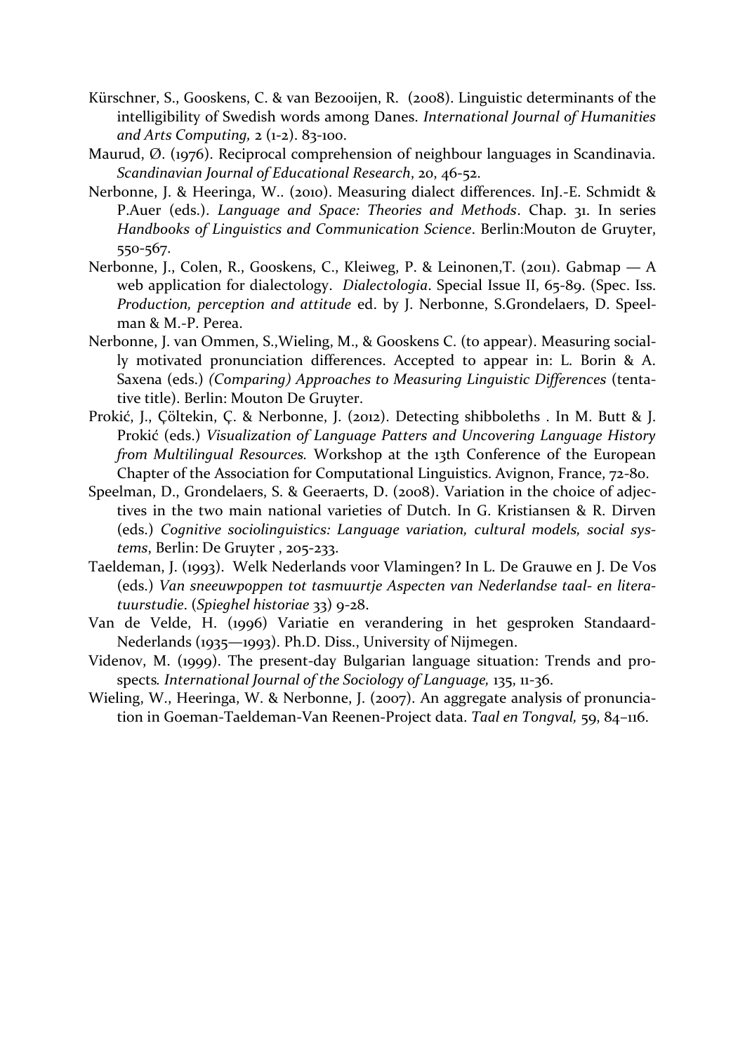Kürschner, S., Gooskens, C. & van Bezooijen, R. (2008). Linguistic determinants of the intelligibility of Swedish words among Danes. *International Journal of Humanities and Arts Computing,* 2 (1-2). 83-100.

Maurud, Ø. (1976). Reciprocal comprehension of neighbour languages in Scandinavia. *Scandinavian Journal of Educational Research*, 20, 46-52.

Nerbonne, J. & Heeringa, W.. (2010). Measuring dialect differences. InJ.-E. Schmidt & P.Auer (eds.). *Language and Space: Theories and Methods*. Chap. 31. In series *Handbooks of Linguistics and Communication Science*. Berlin:Mouton de Gruyter, 550-567.

Nerbonne, J., Colen, R., Gooskens, C., Kleiweg, P. & Leinonen,T. (2011). Gabmap — A web application for dialectology. *Dialectologia*. Special Issue II, 65-89. (Spec. Iss. *Production, perception and attitude* ed. by J. Nerbonne, S.Grondelaers, D. Speelman & M.-P. Perea.

Nerbonne, J. van Ommen, S.,Wieling, M., & Gooskens C. (to appear). Measuring socially motivated pronunciation differences. Accepted to appear in: L. Borin & A. Saxena (eds.) *(Comparing) Approaches to Measuring Linguistic Differences* (tentative title). Berlin: Mouton De Gruyter.

Prokić, J., Çöltekin, Ç. & Nerbonne, J. (2012). Detecting shibboleths . In M. Butt & J. Prokić (eds.) *Visualization of Language Patters and Uncovering Language History from Multilingual Resources.* Workshop at the 13th Conference of the European Chapter of the Association for Computational Linguistics. Avignon, France, 72-80.

Speelman, D., Grondelaers, S. & Geeraerts, D. (2008). Variation in the choice of adjectives in the two main national varieties of Dutch. In G. Kristiansen & R. Dirven (eds.) *Cognitive sociolinguistics: Language variation, cultural models, social systems*, Berlin: De Gruyter , 205-233.

Taeldeman, J. (1993). Welk Nederlands voor Vlamingen? In L. De Grauwe en J. De Vos (eds.) *Van sneeuwpoppen tot tasmuurtje Aspecten van Nederlandse taal- en literatuurstudie*. (*Spieghel historiae* 33) 9-28.

Van de Velde, H. (1996) Variatie en verandering in het gesproken Standaard-Nederlands (1935—1993). Ph.D. Diss., University of Nijmegen.

Videnov, M. (1999). The present-day Bulgarian language situation: Trends and prospects*. International Journal of the Sociology of Language,* 135, 11-36.

Wieling, W., Heeringa, W. & Nerbonne, J. (2007). An aggregate analysis of pronunciation in Goeman-Taeldeman-Van Reenen-Project data. *Taal en Tongval,* 59, 84–116.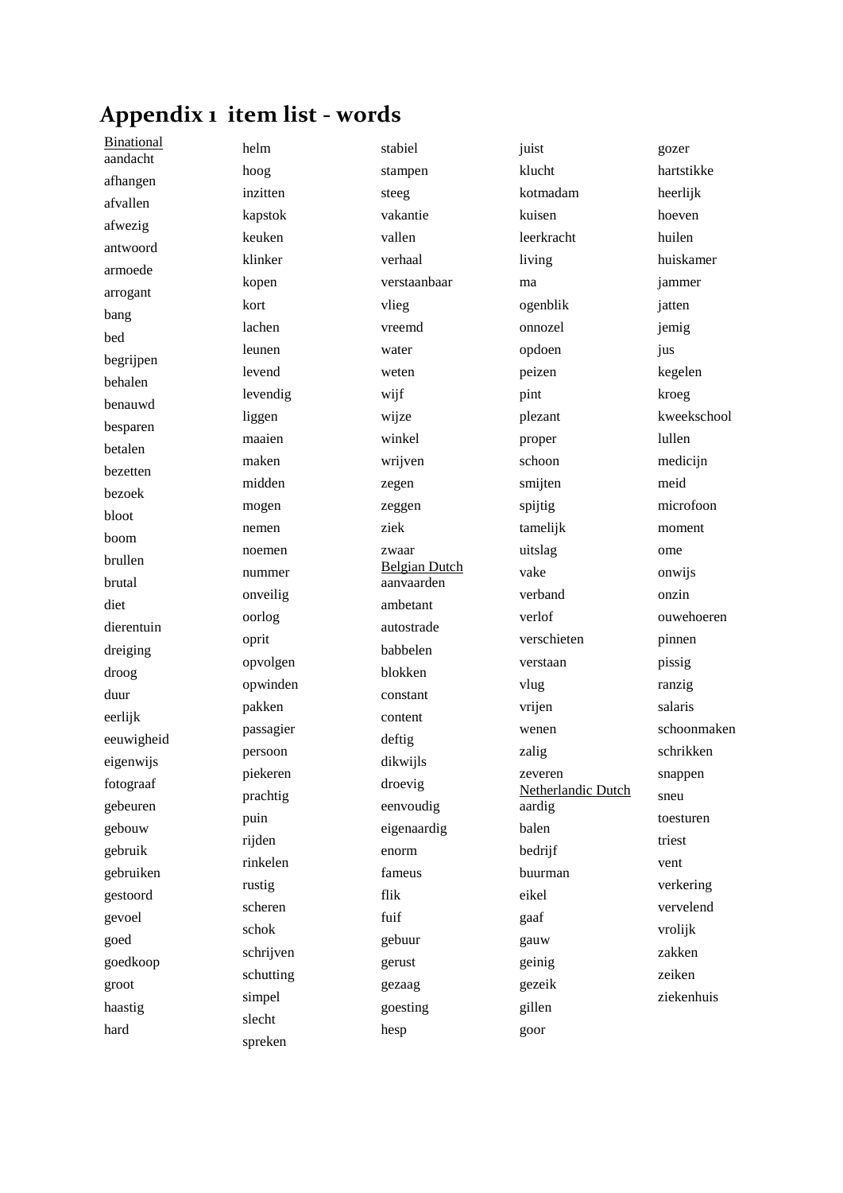# Appendix 1 item list - words

Binational

aandacht
afhangen
afvallen
afwezig
antwoord
armoede
arrogant
bang
bed
begrijpen
behalen
benauwd
besparen
betalen
bezetten
bezoek
bloot
boom
brullen
brutal
diet
dierentuin
dreiging
droog
duur
eerlijk
eeuwigheid
eigenwijs
fotograaf
gebeuren
gebouw
gebruik
gebruiken
gestoord
gevoel
goed
goedkoop
groot
haastig
hard
helm
hoog
inzitten
kapstok
keuken
klinker
kopen
kort
lachen
leunen
levend
levendig
liggen
maaien
maken
midden
mogen
nemen
noemen
nummer
onveilig
oorlog
oprit
opvolgen
opwinden
pakken
passagier
persoon
piekeren
prachtig
puin
rijden
rinkelen
rustig
scheren
schok
schrijven
schutting
simpel
slecht
spreken
stabiel
stampen
steeg
vakantie
vallen
verhaal
verstaanbaar
vlieg
vreemd
water
weten
wijf
wijze
winkel
wrijven
zegen
zeggen
ziek
zwaar

Belgian Dutch

aanvaarden
ambetant
autostrade
babbelen
blokken
constant
content
deftig
dikwijls
droevig
eenvoudig
eigenaardig
enorm
fameus
flik
fuif
gebuur
gerust
gezaag
goesting
hesp
juist
klucht
kotmadam
kuisen
leerkracht
living
ma
ogenblik
onnozel
opdoen
peizen
pint
plezant
proper
schoon
smijten
spijtig
tamelijk
uitslag
vake
verband
verlof
verschieten
verstaan
vlug
vrijen
wenen
zalig
zeveren

Netherlandic Dutch

aardig
balen
bedrijf
buurman
eikel
gaaf
gauw
geinig
gezeik
gillen
goor
gozer
hartstikke
heerlijk
hoeven
huilen
huiskamer
jammer
jatten
jemig
jus
kegelen
kroeg
kweekschool
lullen
medicijn
meid
microfoon
moment
ome
onwijs
onzin
ouwehoeren
pinnen
pissig
ranzig
salaris
schoonmaken
schrikken
snappen
sneu
toesturen
triest
vent
verkering
vervelend
vrolijk
zakken
zeiken
ziekenhuis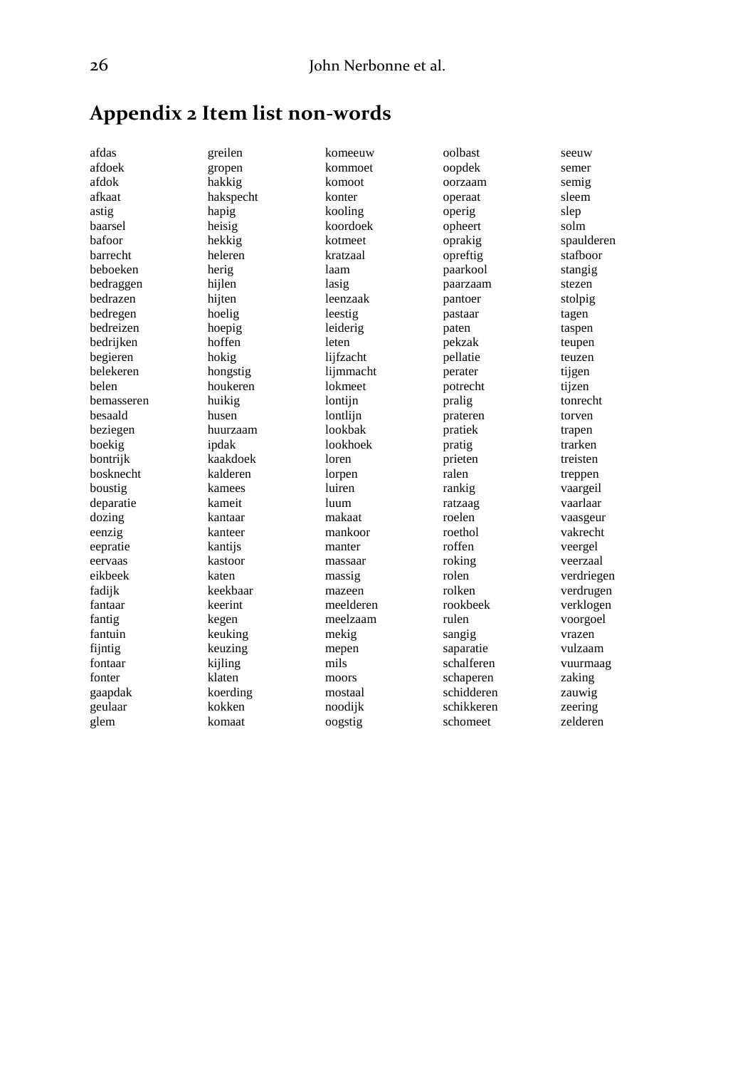## Appendix 2 Item list non-words

afdas
afdoek
afdok
afkaat
astig
baarsel
bafoor
barrecht
beboeken
bedraggen
bedrazen
bedregen
bedreizen
bedrijken
begieren
belekeren
belen
bemasseren
besaald
beziegen
boekig
bontrijk
bosknecht
boustig
deparatie
dozing
eenzig
eepratie
eervaas
eikbeek
fadijk
fantaar
fantig
fantuin
fijntig
fontaar
fonter
gaapdak
geulaar
glem
greilen
gropen
hakkig
hakspecht
hapig
heisig
hekkig
heleren
herig
hijlen
hijten
hoelig
hoepig
hoffen
hokig
hongstig
houkeren
huikig
husen
huurzaam
ipdak
kaakdoek
kalderen
kamees
kameit
kantaar
kanteer
kantijs
kastoor
katen
keekbaar
keerint
kegen
keuking
keuzing
kijling
klaten
koerding
kokken
komaat
komeeuw
kommoet
komoot
konter
kooling
koordoek
kotmeet
kratzaal
laam
lasig
leenzaak
leestig
leiderig
leten
lijfzacht
lijmmacht
lokmeet
lontijn
lontlijn
lookbak
lookhoek
loren
lorpen
luiren
luum
makaat
mankoor
manter
massaar
massig
mazeen
meelderen
meelzaam
mekig
mepen
mils
moors
mostaal
noodijk
oogstig
oolbast
oopdek
oorzaam
operaat
operig
opheert
oprakig
opreftig
paarkool
paarzaam
pantoer
pastaar
paten
pekzak
pellatie
perater
potrecht
pralig
prateren
pratiek
pratig
prieten
ralen
rankig
ratzaag
roelen
roethol
roffen
roking
rolen
rolken
rookbeek
rulen
sangig
saparatie
schalferen
schaperen
schidderen
schikkeren
schomeet
seeuw
semer
semig
sleem
slep
solm
spaulderen
stafboor
stangig
stezen
stolpig
tagen
taspen
teupen
teuzen
tijgen
tijzen
tonrecht
torven
trapen
trarken
treisten
treppen
vaargeil
vaarlaar
vaasgeur
vakrecht
veergel
veerzaal
verdriegen
verdrugen
verklogen
voorgoel
vrazen
vulzaam
vuurmaag
zaking
zauwig
zeering
zelderen